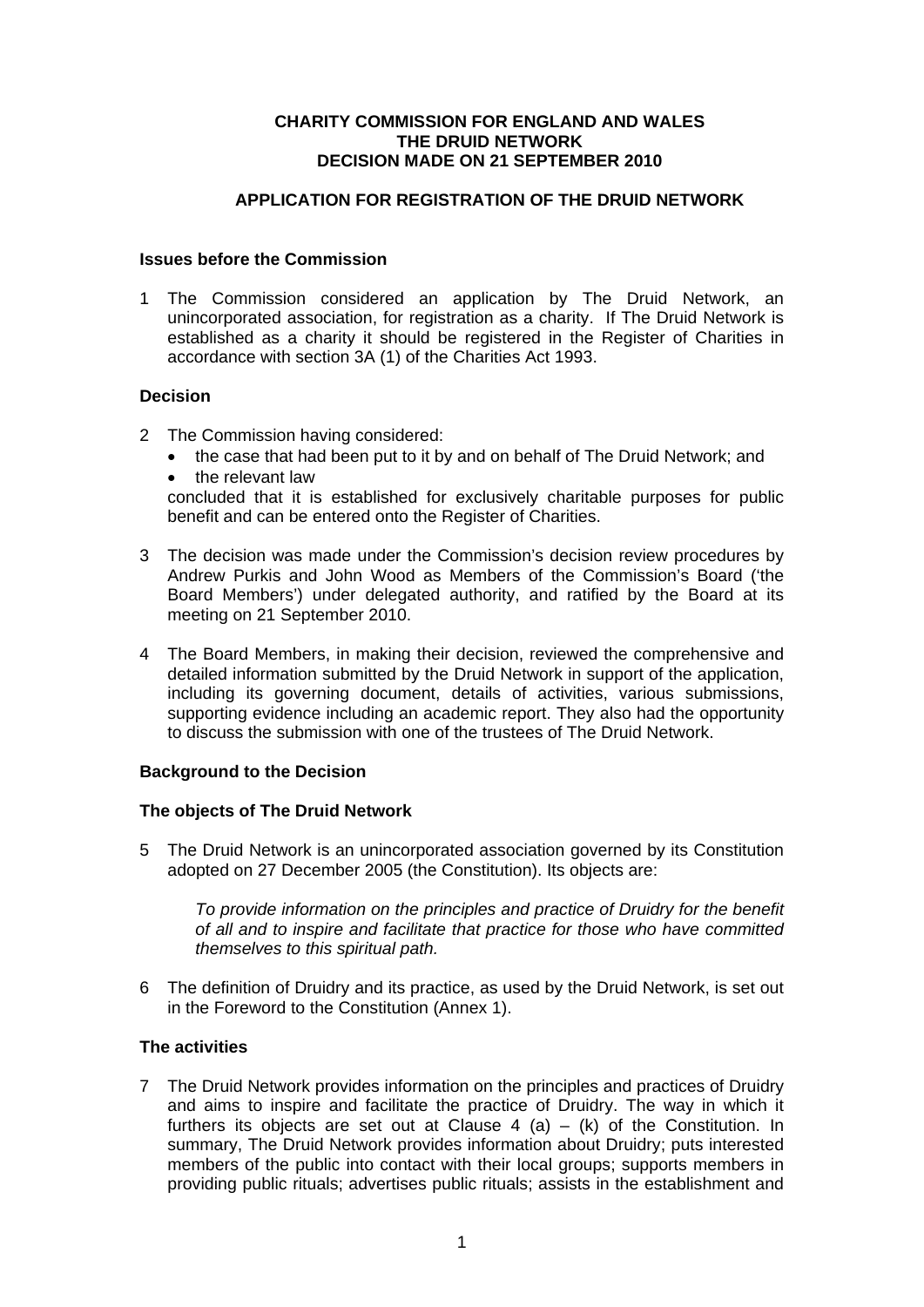**CHARITY COMMISSION FOR ENGLAND AND WALES**
**THE DRUID NETWORK**
**DECISION MADE ON 21 SEPTEMBER 2010**

**APPLICATION FOR REGISTRATION OF THE DRUID NETWORK**

### Issues before the Commission

1 The Commission considered an application by The Druid Network, an unincorporated association, for registration as a charity. If The Druid Network is established as a charity it should be registered in the Register of Charities in accordance with section 3A (1) of the Charities Act 1993.

### Decision

2 The Commission having considered:
- the case that had been put to it by and on behalf of The Druid Network; and
- the relevant law

concluded that it is established for exclusively charitable purposes for public benefit and can be entered onto the Register of Charities.

3 The decision was made under the Commission's decision review procedures by Andrew Purkis and John Wood as Members of the Commission's Board ('the Board Members') under delegated authority, and ratified by the Board at its meeting on 21 September 2010.

4 The Board Members, in making their decision, reviewed the comprehensive and detailed information submitted by the Druid Network in support of the application, including its governing document, details of activities, various submissions, supporting evidence including an academic report. They also had the opportunity to discuss the submission with one of the trustees of The Druid Network.

### Background to the Decision

### The objects of The Druid Network

5 The Druid Network is an unincorporated association governed by its Constitution adopted on 27 December 2005 (the Constitution). Its objects are:

> *To provide information on the principles and practice of Druidry for the benefit of all and to inspire and facilitate that practice for those who have committed themselves to this spiritual path.*

6 The definition of Druidry and its practice, as used by the Druid Network, is set out in the Foreword to the Constitution (Annex 1).

### The activities

7 The Druid Network provides information on the principles and practices of Druidry and aims to inspire and facilitate the practice of Druidry. The way in which it furthers its objects are set out at Clause 4 (a) – (k) of the Constitution. In summary, The Druid Network provides information about Druidry; puts interested members of the public into contact with their local groups; supports members in providing public rituals; advertises public rituals; assists in the establishment and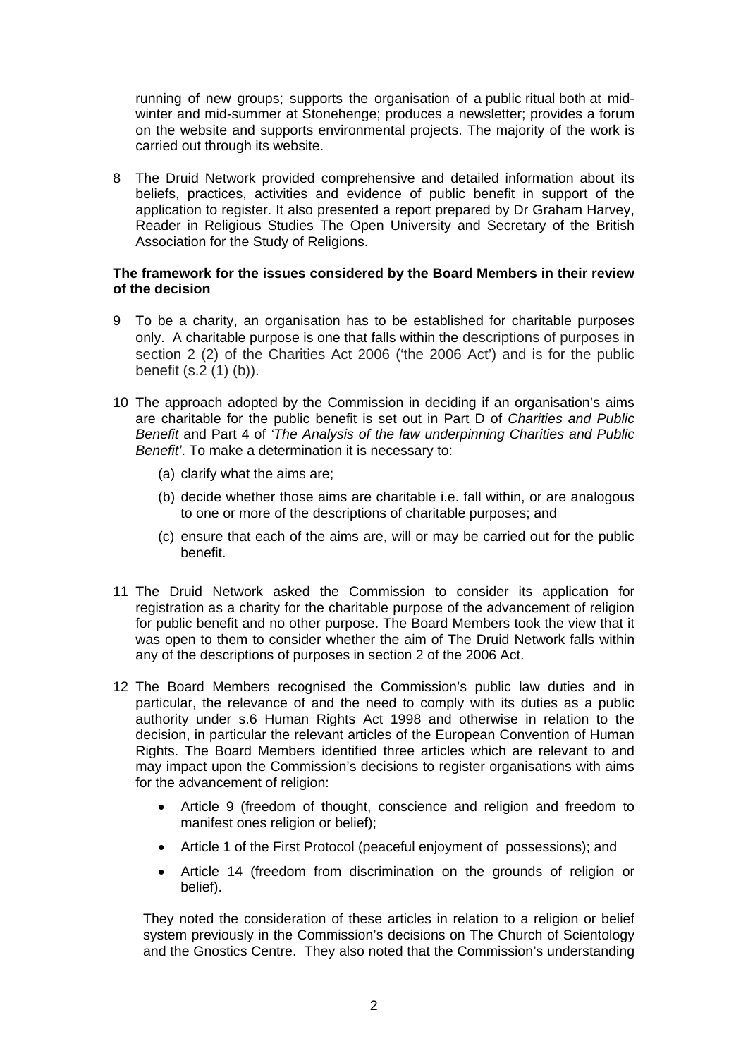running of new groups; supports the organisation of a public ritual both at mid-winter and mid-summer at Stonehenge; produces a newsletter; provides a forum on the website and supports environmental projects. The majority of the work is carried out through its website.

8 The Druid Network provided comprehensive and detailed information about its beliefs, practices, activities and evidence of public benefit in support of the application to register. It also presented a report prepared by Dr Graham Harvey, Reader in Religious Studies The Open University and Secretary of the British Association for the Study of Religions.

**The framework for the issues considered by the Board Members in their review of the decision**

9 To be a charity, an organisation has to be established for charitable purposes only. A charitable purpose is one that falls within the descriptions of purposes in section 2 (2) of the Charities Act 2006 ('the 2006 Act') and is for the public benefit (s.2 (1) (b)).

10 The approach adopted by the Commission in deciding if an organisation's aims are charitable for the public benefit is set out in Part D of *Charities and Public Benefit* and Part 4 of *'The Analysis of the law underpinning Charities and Public Benefit'*. To make a determination it is necessary to:

(a) clarify what the aims are;

(b) decide whether those aims are charitable i.e. fall within, or are analogous to one or more of the descriptions of charitable purposes; and

(c) ensure that each of the aims are, will or may be carried out for the public benefit.

11 The Druid Network asked the Commission to consider its application for registration as a charity for the charitable purpose of the advancement of religion for public benefit and no other purpose. The Board Members took the view that it was open to them to consider whether the aim of The Druid Network falls within any of the descriptions of purposes in section 2 of the 2006 Act.

12 The Board Members recognised the Commission's public law duties and in particular, the relevance of and the need to comply with its duties as a public authority under s.6 Human Rights Act 1998 and otherwise in relation to the decision, in particular the relevant articles of the European Convention of Human Rights. The Board Members identified three articles which are relevant to and may impact upon the Commission's decisions to register organisations with aims for the advancement of religion:

- Article 9 (freedom of thought, conscience and religion and freedom to manifest ones religion or belief);
- Article 1 of the First Protocol (peaceful enjoyment of possessions); and
- Article 14 (freedom from discrimination on the grounds of religion or belief).

They noted the consideration of these articles in relation to a religion or belief system previously in the Commission's decisions on The Church of Scientology and the Gnostics Centre. They also noted that the Commission's understanding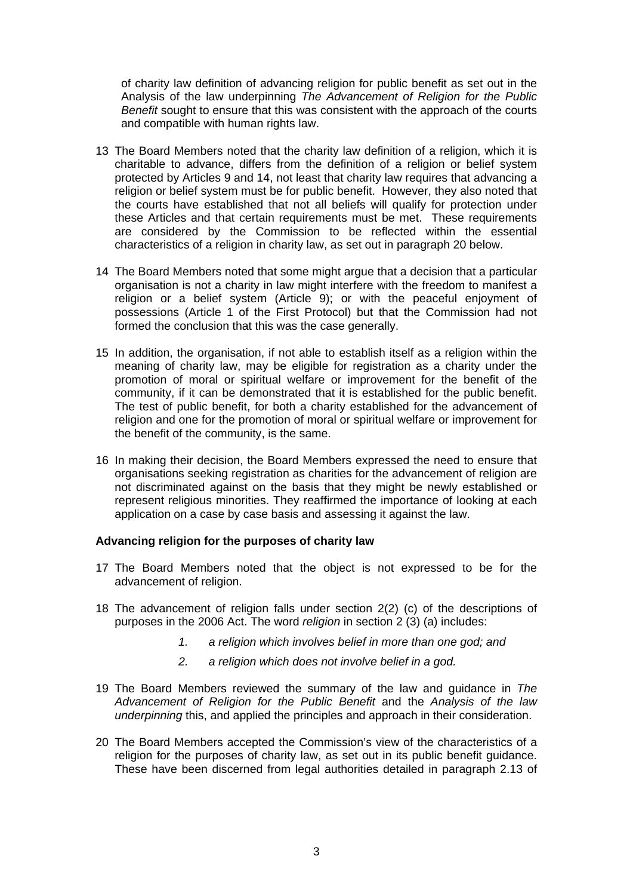of charity law definition of advancing religion for public benefit as set out in the Analysis of the law underpinning *The Advancement of Religion for the Public Benefit* sought to ensure that this was consistent with the approach of the courts and compatible with human rights law.

13 The Board Members noted that the charity law definition of a religion, which it is charitable to advance, differs from the definition of a religion or belief system protected by Articles 9 and 14, not least that charity law requires that advancing a religion or belief system must be for public benefit. However, they also noted that the courts have established that not all beliefs will qualify for protection under these Articles and that certain requirements must be met. These requirements are considered by the Commission to be reflected within the essential characteristics of a religion in charity law, as set out in paragraph 20 below.

14 The Board Members noted that some might argue that a decision that a particular organisation is not a charity in law might interfere with the freedom to manifest a religion or a belief system (Article 9); or with the peaceful enjoyment of possessions (Article 1 of the First Protocol) but that the Commission had not formed the conclusion that this was the case generally.

15 In addition, the organisation, if not able to establish itself as a religion within the meaning of charity law, may be eligible for registration as a charity under the promotion of moral or spiritual welfare or improvement for the benefit of the community, if it can be demonstrated that it is established for the public benefit. The test of public benefit, for both a charity established for the advancement of religion and one for the promotion of moral or spiritual welfare or improvement for the benefit of the community, is the same.

16 In making their decision, the Board Members expressed the need to ensure that organisations seeking registration as charities for the advancement of religion are not discriminated against on the basis that they might be newly established or represent religious minorities. They reaffirmed the importance of looking at each application on a case by case basis and assessing it against the law.

**Advancing religion for the purposes of charity law**

17 The Board Members noted that the object is not expressed to be for the advancement of religion.

18 The advancement of religion falls under section 2(2) (c) of the descriptions of purposes in the 2006 Act. The word *religion* in section 2 (3) (a) includes:

> *1. a religion which involves belief in more than one god; and*
>
> *2. a religion which does not involve belief in a god.*

19 The Board Members reviewed the summary of the law and guidance in *The Advancement of Religion for the Public Benefit* and the *Analysis of the law underpinning* this, and applied the principles and approach in their consideration.

20 The Board Members accepted the Commission's view of the characteristics of a religion for the purposes of charity law, as set out in its public benefit guidance. These have been discerned from legal authorities detailed in paragraph 2.13 of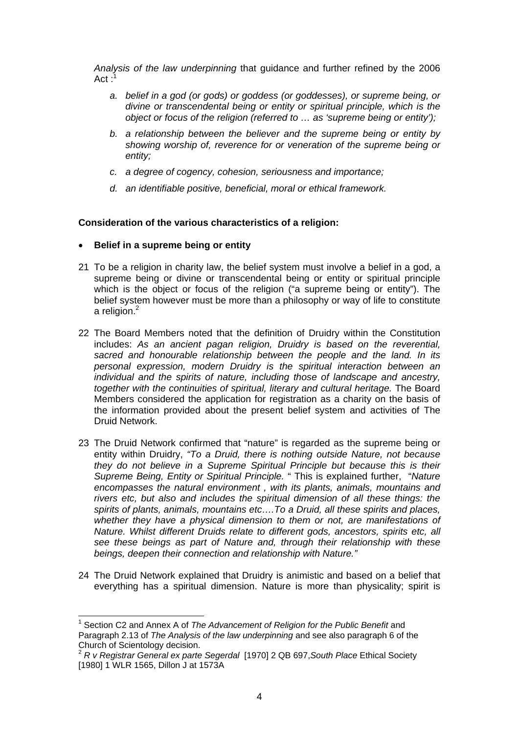*Analysis of the law underpinning* that guidance and further refined by the 2006 Act :[1]

- *a. belief in a god (or gods) or goddess (or goddesses), or supreme being, or divine or transcendental being or entity or spiritual principle, which is the object or focus of the religion (referred to … as 'supreme being or entity');*
- *b. a relationship between the believer and the supreme being or entity by showing worship of, reverence for or veneration of the supreme being or entity;*
- *c. a degree of cogency, cohesion, seriousness and importance;*
- *d. an identifiable positive, beneficial, moral or ethical framework.*

**Consideration of the various characteristics of a religion:**

- **Belief in a supreme being or entity**

21 To be a religion in charity law, the belief system must involve a belief in a god, a supreme being or divine or transcendental being or entity or spiritual principle which is the object or focus of the religion ("a supreme being or entity"). The belief system however must be more than a philosophy or way of life to constitute a religion.[2]

22 The Board Members noted that the definition of Druidry within the Constitution includes: *As an ancient pagan religion, Druidry is based on the reverential, sacred and honourable relationship between the people and the land. In its personal expression, modern Druidry is the spiritual interaction between an individual and the spirits of nature, including those of landscape and ancestry, together with the continuities of spiritual, literary and cultural heritage.* The Board Members considered the application for registration as a charity on the basis of the information provided about the present belief system and activities of The Druid Network.

23 The Druid Network confirmed that "nature" is regarded as the supreme being or entity within Druidry, *"To a Druid, there is nothing outside Nature, not because they do not believe in a Supreme Spiritual Principle but because this is their Supreme Being, Entity or Spiritual Principle.* " This is explained further, "*Nature encompasses the natural environment , with its plants, animals, mountains and rivers etc, but also and includes the spiritual dimension of all these things: the spirits of plants, animals, mountains etc….To a Druid, all these spirits and places, whether they have a physical dimension to them or not, are manifestations of Nature. Whilst different Druids relate to different gods, ancestors, spirits etc, all see these beings as part of Nature and, through their relationship with these beings, deepen their connection and relationship with Nature."*

24 The Druid Network explained that Druidry is animistic and based on a belief that everything has a spiritual dimension. Nature is more than physicality; spirit is

---

[1] Section C2 and Annex A of *The Advancement of Religion for the Public Benefit* and Paragraph 2.13 of *The Analysis of the law underpinning* and see also paragraph 6 of the Church of Scientology decision.

[2] *R v Registrar General ex parte Segerdal* [1970] 2 QB 697,*South Place* Ethical Society [1980] 1 WLR 1565, Dillon J at 1573A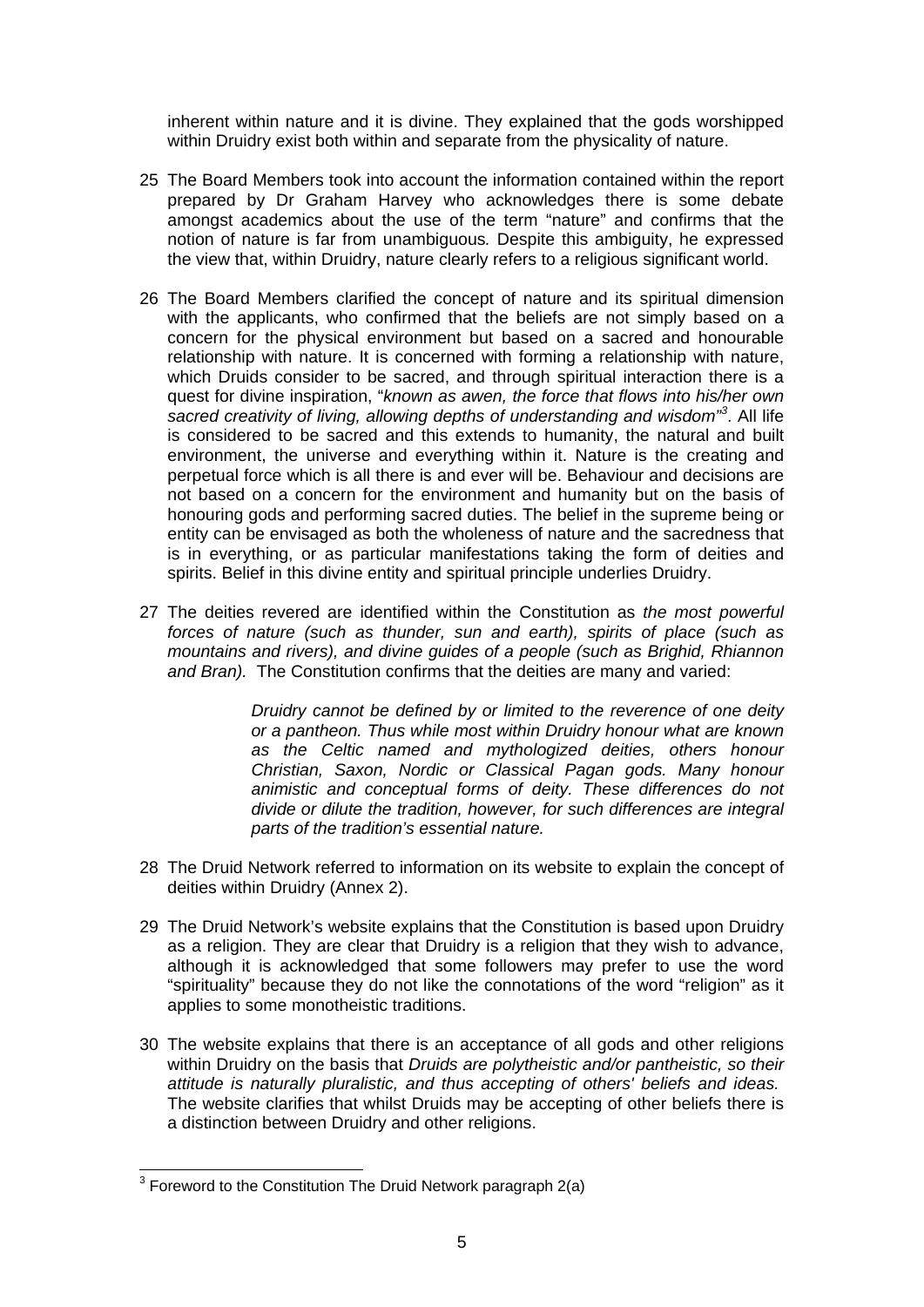inherent within nature and it is divine. They explained that the gods worshipped within Druidry exist both within and separate from the physicality of nature.

25 The Board Members took into account the information contained within the report prepared by Dr Graham Harvey who acknowledges there is some debate amongst academics about the use of the term "nature" and confirms that the notion of nature is far from unambiguous*.* Despite this ambiguity, he expressed the view that, within Druidry, nature clearly refers to a religious significant world.

26 The Board Members clarified the concept of nature and its spiritual dimension with the applicants, who confirmed that the beliefs are not simply based on a concern for the physical environment but based on a sacred and honourable relationship with nature. It is concerned with forming a relationship with nature, which Druids consider to be sacred, and through spiritual interaction there is a quest for divine inspiration, "*known as awen, the force that flows into his/her own sacred creativity of living, allowing depths of understanding and wisdom*"[3]. All life is considered to be sacred and this extends to humanity, the natural and built environment, the universe and everything within it. Nature is the creating and perpetual force which is all there is and ever will be. Behaviour and decisions are not based on a concern for the environment and humanity but on the basis of honouring gods and performing sacred duties. The belief in the supreme being or entity can be envisaged as both the wholeness of nature and the sacredness that is in everything, or as particular manifestations taking the form of deities and spirits. Belief in this divine entity and spiritual principle underlies Druidry.

27 The deities revered are identified within the Constitution as *the most powerful forces of nature (such as thunder, sun and earth), spirits of place (such as mountains and rivers), and divine guides of a people (such as Brighid, Rhiannon and Bran).* The Constitution confirms that the deities are many and varied:

> *Druidry cannot be defined by or limited to the reverence of one deity or a pantheon. Thus while most within Druidry honour what are known as the Celtic named and mythologized deities, others honour Christian, Saxon, Nordic or Classical Pagan gods. Many honour animistic and conceptual forms of deity. These differences do not divide or dilute the tradition, however, for such differences are integral parts of the tradition's essential nature.*

28 The Druid Network referred to information on its website to explain the concept of deities within Druidry (Annex 2).

29 The Druid Network's website explains that the Constitution is based upon Druidry as a religion. They are clear that Druidry is a religion that they wish to advance, although it is acknowledged that some followers may prefer to use the word "spirituality" because they do not like the connotations of the word "religion" as it applies to some monotheistic traditions.

30 The website explains that there is an acceptance of all gods and other religions within Druidry on the basis that *Druids are polytheistic and/or pantheistic, so their attitude is naturally pluralistic, and thus accepting of others' beliefs and ideas.* The website clarifies that whilst Druids may be accepting of other beliefs there is a distinction between Druidry and other religions.

---

[3] Foreword to the Constitution The Druid Network paragraph 2(a)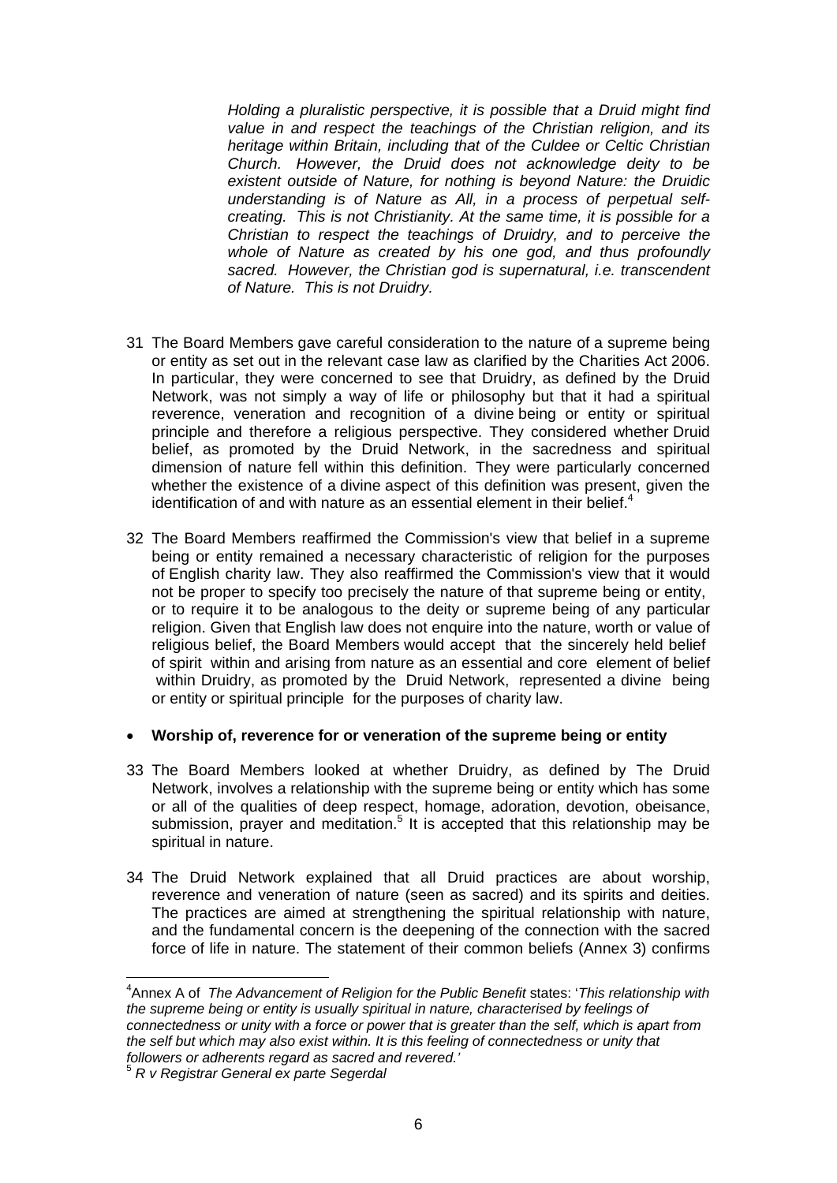> *Holding a pluralistic perspective, it is possible that a Druid might find value in and respect the teachings of the Christian religion, and its heritage within Britain, including that of the Culdee or Celtic Christian Church. However, the Druid does not acknowledge deity to be existent outside of Nature, for nothing is beyond Nature: the Druidic understanding is of Nature as All, in a process of perpetual self-creating. This is not Christianity. At the same time, it is possible for a Christian to respect the teachings of Druidry, and to perceive the whole of Nature as created by his one god, and thus profoundly sacred. However, the Christian god is supernatural, i.e. transcendent of Nature. This is not Druidry.*

31 The Board Members gave careful consideration to the nature of a supreme being or entity as set out in the relevant case law as clarified by the Charities Act 2006. In particular, they were concerned to see that Druidry, as defined by the Druid Network, was not simply a way of life or philosophy but that it had a spiritual reverence, veneration and recognition of a divine being or entity or spiritual principle and therefore a religious perspective. They considered whether Druid belief, as promoted by the Druid Network, in the sacredness and spiritual dimension of nature fell within this definition. They were particularly concerned whether the existence of a divine aspect of this definition was present, given the identification of and with nature as an essential element in their belief.[4]

32 The Board Members reaffirmed the Commission's view that belief in a supreme being or entity remained a necessary characteristic of religion for the purposes of English charity law. They also reaffirmed the Commission's view that it would not be proper to specify too precisely the nature of that supreme being or entity, or to require it to be analogous to the deity or supreme being of any particular religion. Given that English law does not enquire into the nature, worth or value of religious belief, the Board Members would accept that the sincerely held belief of spirit within and arising from nature as an essential and core element of belief within Druidry, as promoted by the Druid Network, represented a divine being or entity or spiritual principle for the purposes of charity law.

- **Worship of, reverence for or veneration of the supreme being or entity**

33 The Board Members looked at whether Druidry, as defined by The Druid Network, involves a relationship with the supreme being or entity which has some or all of the qualities of deep respect, homage, adoration, devotion, obeisance, submission, prayer and meditation.[5] It is accepted that this relationship may be spiritual in nature.

34 The Druid Network explained that all Druid practices are about worship, reverence and veneration of nature (seen as sacred) and its spirits and deities. The practices are aimed at strengthening the spiritual relationship with nature, and the fundamental concern is the deepening of the connection with the sacred force of life in nature. The statement of their common beliefs (Annex 3) confirms

---

[4] Annex A of *The Advancement of Religion for the Public Benefit* states: '*This relationship with the supreme being or entity is usually spiritual in nature, characterised by feelings of connectedness or unity with a force or power that is greater than the self, which is apart from the self but which may also exist within. It is this feeling of connectedness or unity that followers or adherents regard as sacred and revered.*'

[5] *R v Registrar General ex parte Segerdal*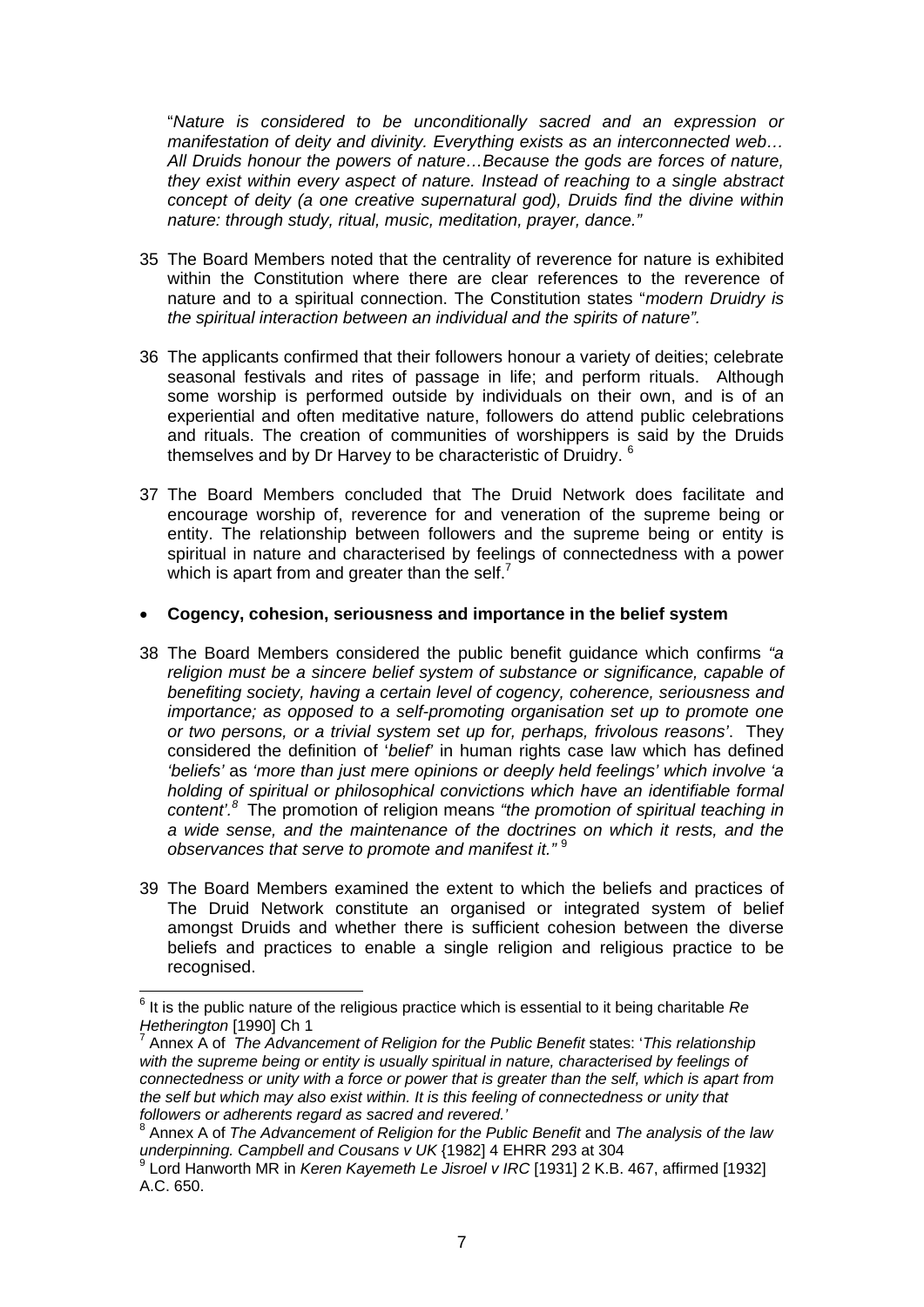"*Nature is considered to be unconditionally sacred and an expression or manifestation of deity and divinity. Everything exists as an interconnected web… All Druids honour the powers of nature…Because the gods are forces of nature, they exist within every aspect of nature. Instead of reaching to a single abstract concept of deity (a one creative supernatural god), Druids find the divine within nature: through study, ritual, music, meditation, prayer, dance.*"

35 The Board Members noted that the centrality of reverence for nature is exhibited within the Constitution where there are clear references to the reverence of nature and to a spiritual connection. The Constitution states "*modern Druidry is the spiritual interaction between an individual and the spirits of nature".*

36 The applicants confirmed that their followers honour a variety of deities; celebrate seasonal festivals and rites of passage in life; and perform rituals. Although some worship is performed outside by individuals on their own, and is of an experiential and often meditative nature, followers do attend public celebrations and rituals. The creation of communities of worshippers is said by the Druids themselves and by Dr Harvey to be characteristic of Druidry. [6]

37 The Board Members concluded that The Druid Network does facilitate and encourage worship of, reverence for and veneration of the supreme being or entity. The relationship between followers and the supreme being or entity is spiritual in nature and characterised by feelings of connectedness with a power which is apart from and greater than the self.[7]

- **Cogency, cohesion, seriousness and importance in the belief system**

38 The Board Members considered the public benefit guidance which confirms *"a religion must be a sincere belief system of substance or significance, capable of benefiting society, having a certain level of cogency, coherence, seriousness and importance; as opposed to a self-promoting organisation set up to promote one or two persons, or a trivial system set up for, perhaps, frivolous reasons'*. They considered the definition of '*belief*' in human rights case law which has defined *'beliefs'* as *'more than just mere opinions or deeply held feelings'* which involve *'a holding of spiritual or philosophical convictions which have an identifiable formal content'.*[8] The promotion of religion means *"the promotion of spiritual teaching in a wide sense, and the maintenance of the doctrines on which it rests, and the observances that serve to promote and manifest it."* [9]

39 The Board Members examined the extent to which the beliefs and practices of The Druid Network constitute an organised or integrated system of belief amongst Druids and whether there is sufficient cohesion between the diverse beliefs and practices to enable a single religion and religious practice to be recognised.

---

[6] It is the public nature of the religious practice which is essential to it being charitable *Re Hetherington* [1990] Ch 1

[7] Annex A of *The Advancement of Religion for the Public Benefit* states: '*This relationship with the supreme being or entity is usually spiritual in nature, characterised by feelings of connectedness or unity with a force or power that is greater than the self, which is apart from the self but which may also exist within. It is this feeling of connectedness or unity that followers or adherents regard as sacred and revered.'*

[8] Annex A of *The Advancement of Religion for the Public Benefit* and *The analysis of the law underpinning. Campbell and Cousans v UK* {1982] 4 EHRR 293 at 304

[9] Lord Hanworth MR in *Keren Kayemeth Le Jisroel v IRC* [1931] 2 K.B. 467, affirmed [1932] A.C. 650.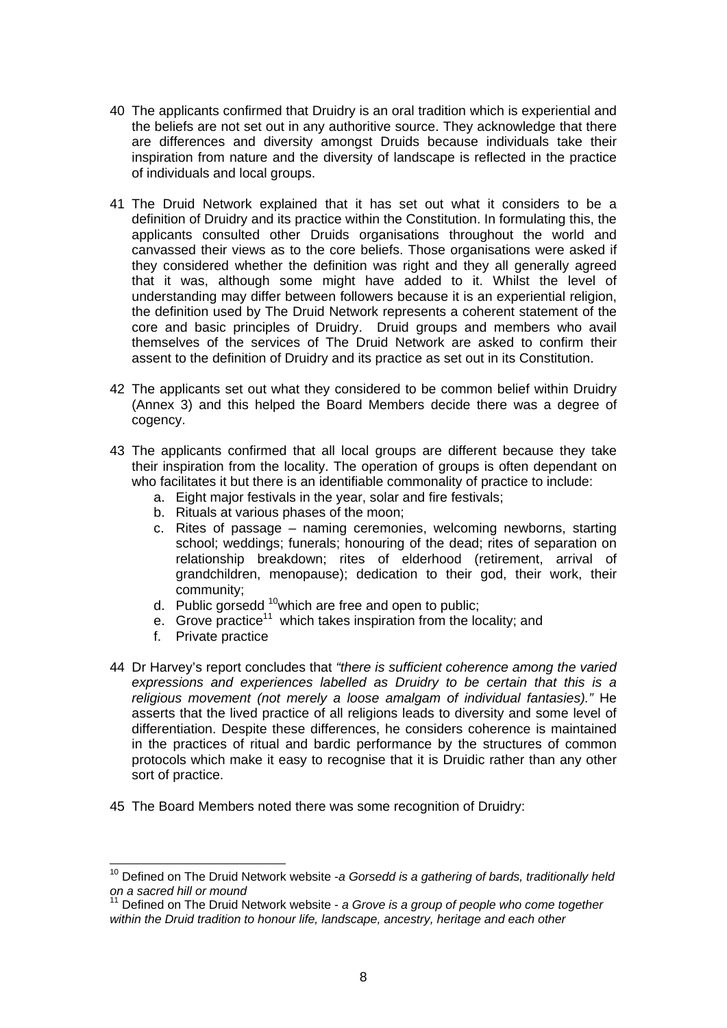40 The applicants confirmed that Druidry is an oral tradition which is experiential and the beliefs are not set out in any authoritive source. They acknowledge that there are differences and diversity amongst Druids because individuals take their inspiration from nature and the diversity of landscape is reflected in the practice of individuals and local groups.

41 The Druid Network explained that it has set out what it considers to be a definition of Druidry and its practice within the Constitution. In formulating this, the applicants consulted other Druids organisations throughout the world and canvassed their views as to the core beliefs. Those organisations were asked if they considered whether the definition was right and they all generally agreed that it was, although some might have added to it. Whilst the level of understanding may differ between followers because it is an experiential religion, the definition used by The Druid Network represents a coherent statement of the core and basic principles of Druidry. Druid groups and members who avail themselves of the services of The Druid Network are asked to confirm their assent to the definition of Druidry and its practice as set out in its Constitution.

42 The applicants set out what they considered to be common belief within Druidry (Annex 3) and this helped the Board Members decide there was a degree of cogency.

43 The applicants confirmed that all local groups are different because they take their inspiration from the locality. The operation of groups is often dependant on who facilitates it but there is an identifiable commonality of practice to include:

   a. Eight major festivals in the year, solar and fire festivals;
   b. Rituals at various phases of the moon;
   c. Rites of passage – naming ceremonies, welcoming newborns, starting school; weddings; funerals; honouring of the dead; rites of separation on relationship breakdown; rites of elderhood (retirement, arrival of grandchildren, menopause); dedication to their god, their work, their community;
   d. Public gorsedd [10] which are free and open to public;
   e. Grove practice[11] which takes inspiration from the locality; and
   f. Private practice

44 Dr Harvey's report concludes that *"there is sufficient coherence among the varied expressions and experiences labelled as Druidry to be certain that this is a religious movement (not merely a loose amalgam of individual fantasies)."* He asserts that the lived practice of all religions leads to diversity and some level of differentiation. Despite these differences, he considers coherence is maintained in the practices of ritual and bardic performance by the structures of common protocols which make it easy to recognise that it is Druidic rather than any other sort of practice.

45 The Board Members noted there was some recognition of Druidry:

---

[10] Defined on The Druid Network website -*a Gorsedd is a gathering of bards, traditionally held on a sacred hill or mound*

[11] Defined on The Druid Network website - *a Grove is a group of people who come together within the Druid tradition to honour life, landscape, ancestry, heritage and each other*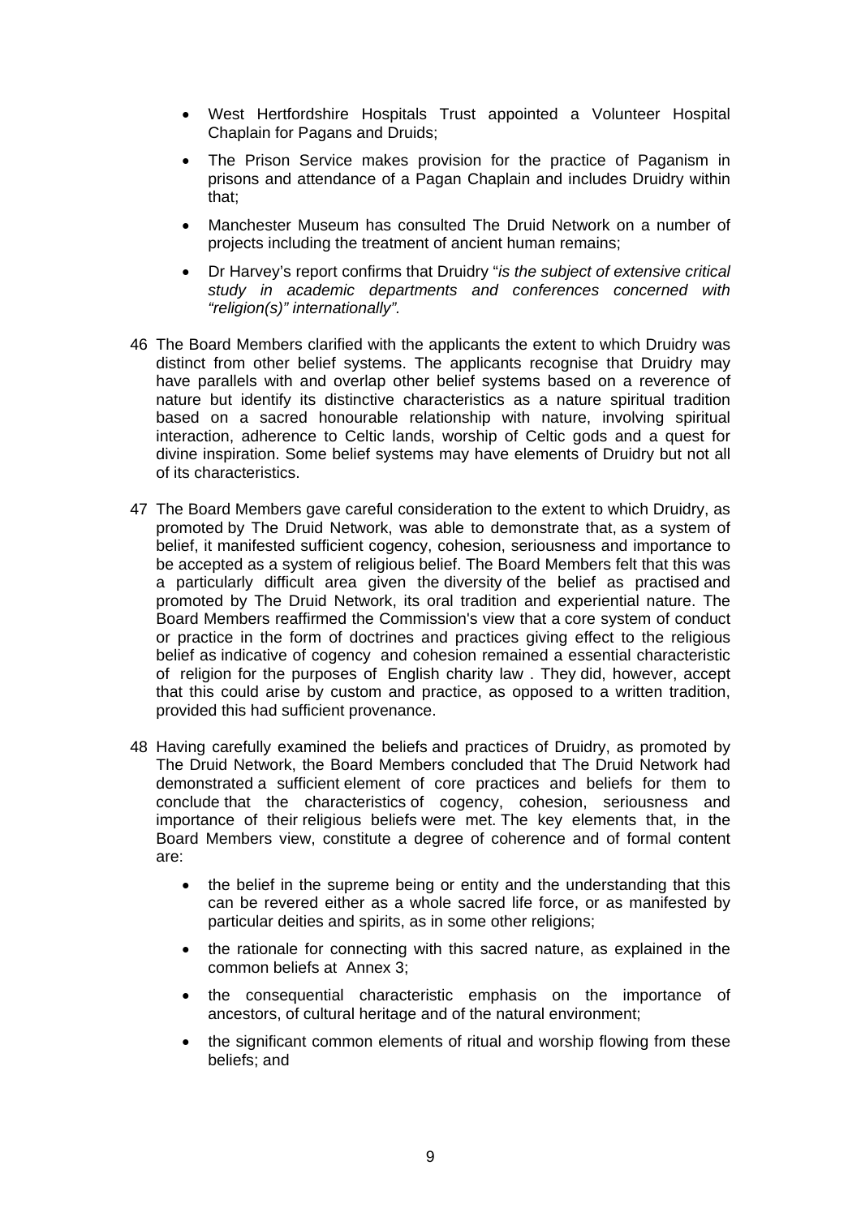- West Hertfordshire Hospitals Trust appointed a Volunteer Hospital Chaplain for Pagans and Druids;
- The Prison Service makes provision for the practice of Paganism in prisons and attendance of a Pagan Chaplain and includes Druidry within that;
- Manchester Museum has consulted The Druid Network on a number of projects including the treatment of ancient human remains;
- Dr Harvey's report confirms that Druidry "*is the subject of extensive critical study in academic departments and conferences concerned with "religion(s)" internationally".*

46 The Board Members clarified with the applicants the extent to which Druidry was distinct from other belief systems. The applicants recognise that Druidry may have parallels with and overlap other belief systems based on a reverence of nature but identify its distinctive characteristics as a nature spiritual tradition based on a sacred honourable relationship with nature, involving spiritual interaction, adherence to Celtic lands, worship of Celtic gods and a quest for divine inspiration. Some belief systems may have elements of Druidry but not all of its characteristics.

47 The Board Members gave careful consideration to the extent to which Druidry, as promoted by The Druid Network, was able to demonstrate that, as a system of belief, it manifested sufficient cogency, cohesion, seriousness and importance to be accepted as a system of religious belief. The Board Members felt that this was a particularly difficult area given the diversity of the belief as practised and promoted by The Druid Network, its oral tradition and experiential nature. The Board Members reaffirmed the Commission's view that a core system of conduct or practice in the form of doctrines and practices giving effect to the religious belief as indicative of cogency and cohesion remained a essential characteristic of religion for the purposes of English charity law . They did, however, accept that this could arise by custom and practice, as opposed to a written tradition, provided this had sufficient provenance.

48 Having carefully examined the beliefs and practices of Druidry, as promoted by The Druid Network, the Board Members concluded that The Druid Network had demonstrated a sufficient element of core practices and beliefs for them to conclude that the characteristics of cogency, cohesion, seriousness and importance of their religious beliefs were met. The key elements that, in the Board Members view, constitute a degree of coherence and of formal content are:

- the belief in the supreme being or entity and the understanding that this can be revered either as a whole sacred life force, or as manifested by particular deities and spirits, as in some other religions;
- the rationale for connecting with this sacred nature, as explained in the common beliefs at Annex 3;
- the consequential characteristic emphasis on the importance of ancestors, of cultural heritage and of the natural environment;
- the significant common elements of ritual and worship flowing from these beliefs; and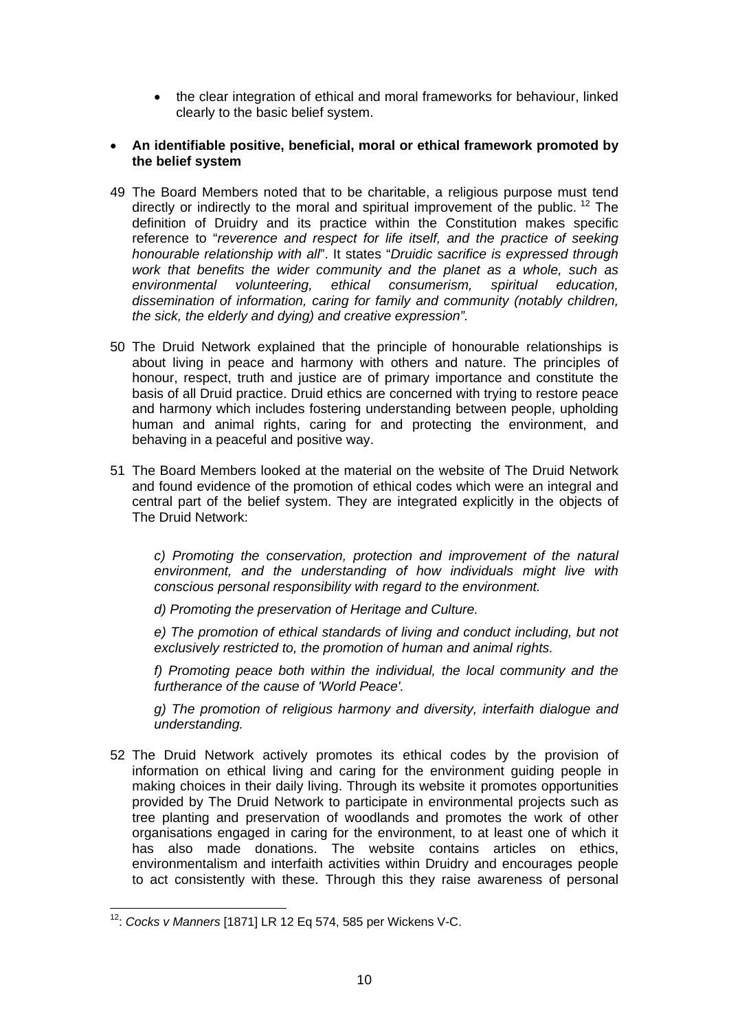- the clear integration of ethical and moral frameworks for behaviour, linked clearly to the basic belief system.

- **An identifiable positive, beneficial, moral or ethical framework promoted by the belief system**

49 The Board Members noted that to be charitable, a religious purpose must tend directly or indirectly to the moral and spiritual improvement of the public. [12] The definition of Druidry and its practice within the Constitution makes specific reference to "*reverence and respect for life itself, and the practice of seeking honourable relationship with all*". It states "*Druidic sacrifice is expressed through work that benefits the wider community and the planet as a whole, such as environmental volunteering, ethical consumerism, spiritual education, dissemination of information, caring for family and community (notably children, the sick, the elderly and dying) and creative expression".*

50 The Druid Network explained that the principle of honourable relationships is about living in peace and harmony with others and nature. The principles of honour, respect, truth and justice are of primary importance and constitute the basis of all Druid practice. Druid ethics are concerned with trying to restore peace and harmony which includes fostering understanding between people, upholding human and animal rights, caring for and protecting the environment, and behaving in a peaceful and positive way.

51 The Board Members looked at the material on the website of The Druid Network and found evidence of the promotion of ethical codes which were an integral and central part of the belief system. They are integrated explicitly in the objects of The Druid Network:

> *c) Promoting the conservation, protection and improvement of the natural environment, and the understanding of how individuals might live with conscious personal responsibility with regard to the environment.*
>
> *d) Promoting the preservation of Heritage and Culture.*
>
> *e) The promotion of ethical standards of living and conduct including, but not exclusively restricted to, the promotion of human and animal rights.*
>
> *f) Promoting peace both within the individual, the local community and the furtherance of the cause of 'World Peace'.*
>
> *g) The promotion of religious harmony and diversity, interfaith dialogue and understanding.*

52 The Druid Network actively promotes its ethical codes by the provision of information on ethical living and caring for the environment guiding people in making choices in their daily living. Through its website it promotes opportunities provided by The Druid Network to participate in environmental projects such as tree planting and preservation of woodlands and promotes the work of other organisations engaged in caring for the environment, to at least one of which it has also made donations. The website contains articles on ethics, environmentalism and interfaith activities within Druidry and encourages people to act consistently with these. Through this they raise awareness of personal

---

[12]: *Cocks v Manners* [1871] LR 12 Eq 574, 585 per Wickens V-C.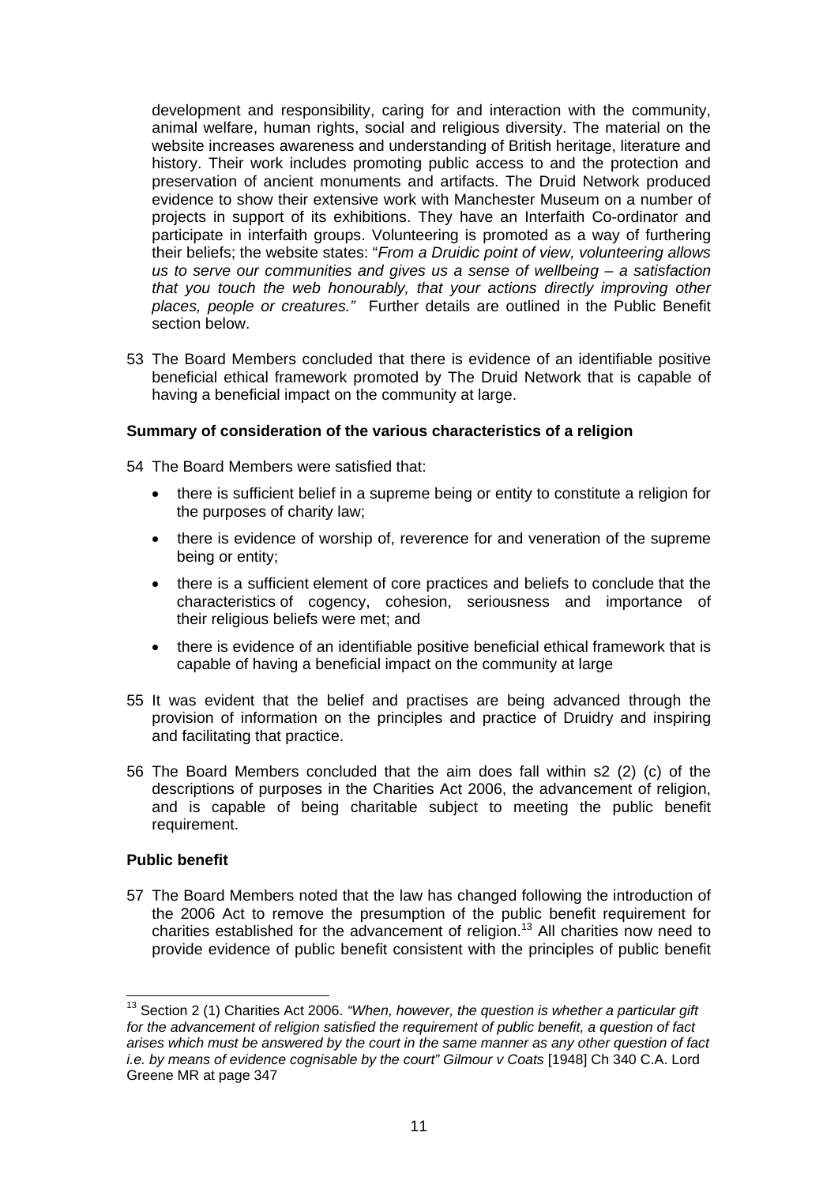development and responsibility, caring for and interaction with the community, animal welfare, human rights, social and religious diversity. The material on the website increases awareness and understanding of British heritage, literature and history. Their work includes promoting public access to and the protection and preservation of ancient monuments and artifacts. The Druid Network produced evidence to show their extensive work with Manchester Museum on a number of projects in support of its exhibitions. They have an Interfaith Co-ordinator and participate in interfaith groups. Volunteering is promoted as a way of furthering their beliefs; the website states: "*From a Druidic point of view, volunteering allows us to serve our communities and gives us a sense of wellbeing – a satisfaction that you touch the web honourably, that your actions directly improving other places, people or creatures."* Further details are outlined in the Public Benefit section below.

53 The Board Members concluded that there is evidence of an identifiable positive beneficial ethical framework promoted by The Druid Network that is capable of having a beneficial impact on the community at large.

**Summary of consideration of the various characteristics of a religion**

54 The Board Members were satisfied that:

- there is sufficient belief in a supreme being or entity to constitute a religion for the purposes of charity law;
- there is evidence of worship of, reverence for and veneration of the supreme being or entity;
- there is a sufficient element of core practices and beliefs to conclude that the characteristics of cogency, cohesion, seriousness and importance of their religious beliefs were met; and
- there is evidence of an identifiable positive beneficial ethical framework that is capable of having a beneficial impact on the community at large

55 It was evident that the belief and practises are being advanced through the provision of information on the principles and practice of Druidry and inspiring and facilitating that practice.

56 The Board Members concluded that the aim does fall within s2 (2) (c) of the descriptions of purposes in the Charities Act 2006, the advancement of religion, and is capable of being charitable subject to meeting the public benefit requirement.

**Public benefit**

57 The Board Members noted that the law has changed following the introduction of the 2006 Act to remove the presumption of the public benefit requirement for charities established for the advancement of religion.[13] All charities now need to provide evidence of public benefit consistent with the principles of public benefit

---

[13] Section 2 (1) Charities Act 2006. *"When, however, the question is whether a particular gift for the advancement of religion satisfied the requirement of public benefit, a question of fact arises which must be answered by the court in the same manner as any other question of fact i.e. by means of evidence cognisable by the court" Gilmour v Coats* [1948] Ch 340 C.A. Lord Greene MR at page 347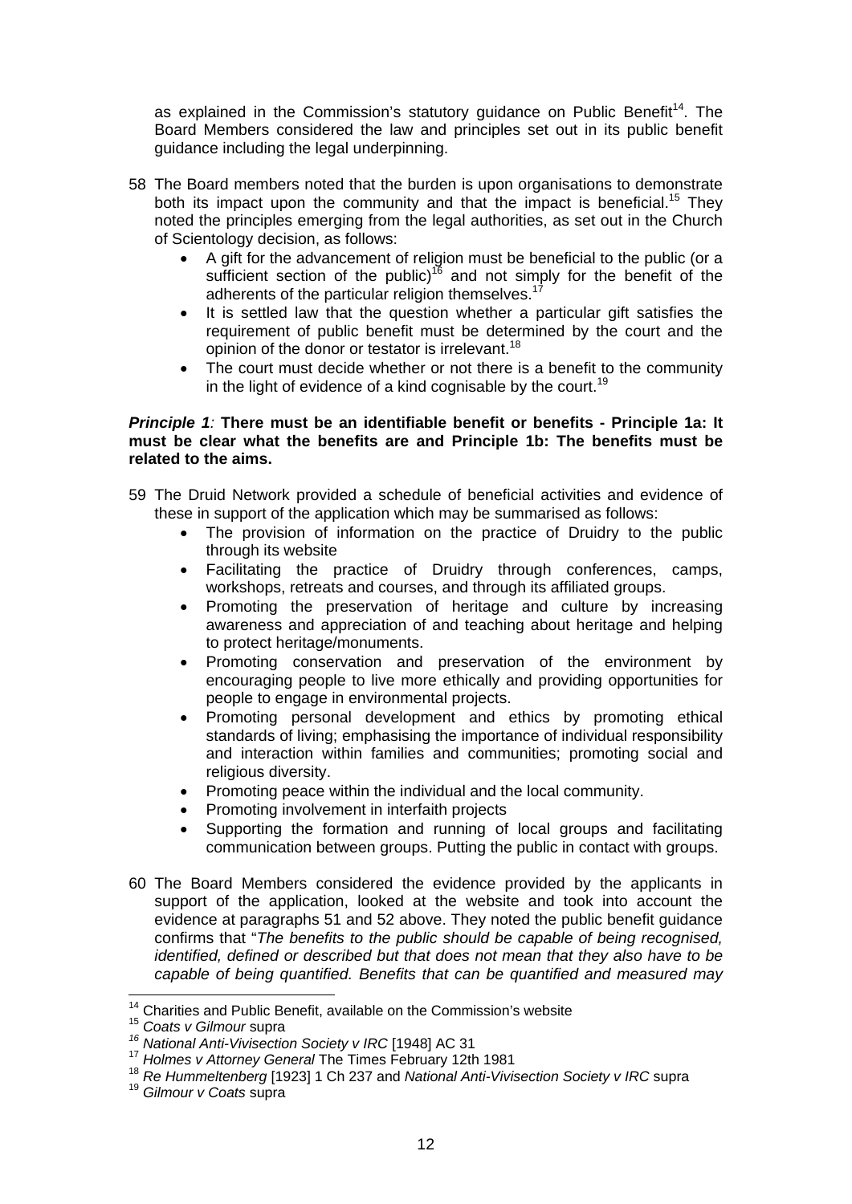as explained in the Commission's statutory guidance on Public Benefit[14]. The Board Members considered the law and principles set out in its public benefit guidance including the legal underpinning.

58 The Board members noted that the burden is upon organisations to demonstrate both its impact upon the community and that the impact is beneficial.[15] They noted the principles emerging from the legal authorities, as set out in the Church of Scientology decision, as follows:

- A gift for the advancement of religion must be beneficial to the public (or a sufficient section of the public)[16] and not simply for the benefit of the adherents of the particular religion themselves.[17]
- It is settled law that the question whether a particular gift satisfies the requirement of public benefit must be determined by the court and the opinion of the donor or testator is irrelevant.[18]
- The court must decide whether or not there is a benefit to the community in the light of evidence of a kind cognisable by the court.[19]

***Principle 1*: There must be an identifiable benefit or benefits - Principle 1a: It must be clear what the benefits are and Principle 1b: The benefits must be related to the aims.**

59 The Druid Network provided a schedule of beneficial activities and evidence of these in support of the application which may be summarised as follows:

- The provision of information on the practice of Druidry to the public through its website
- Facilitating the practice of Druidry through conferences, camps, workshops, retreats and courses, and through its affiliated groups.
- Promoting the preservation of heritage and culture by increasing awareness and appreciation of and teaching about heritage and helping to protect heritage/monuments.
- Promoting conservation and preservation of the environment by encouraging people to live more ethically and providing opportunities for people to engage in environmental projects.
- Promoting personal development and ethics by promoting ethical standards of living; emphasising the importance of individual responsibility and interaction within families and communities; promoting social and religious diversity.
- Promoting peace within the individual and the local community.
- Promoting involvement in interfaith projects
- Supporting the formation and running of local groups and facilitating communication between groups. Putting the public in contact with groups.

60 The Board Members considered the evidence provided by the applicants in support of the application, looked at the website and took into account the evidence at paragraphs 51 and 52 above. They noted the public benefit guidance confirms that "*The benefits to the public should be capable of being recognised, identified, defined or described but that does not mean that they also have to be capable of being quantified. Benefits that can be quantified and measured may*

---

[14] Charities and Public Benefit, available on the Commission's website
[15] *Coats v Gilmour* supra
[16] *National Anti-Vivisection Society v IRC* [1948] AC 31
[17] *Holmes v Attorney General* The Times February 12th 1981
[18] *Re Hummeltenberg* [1923] 1 Ch 237 and *National Anti-Vivisection Society v IRC* supra
[19] *Gilmour v Coats* supra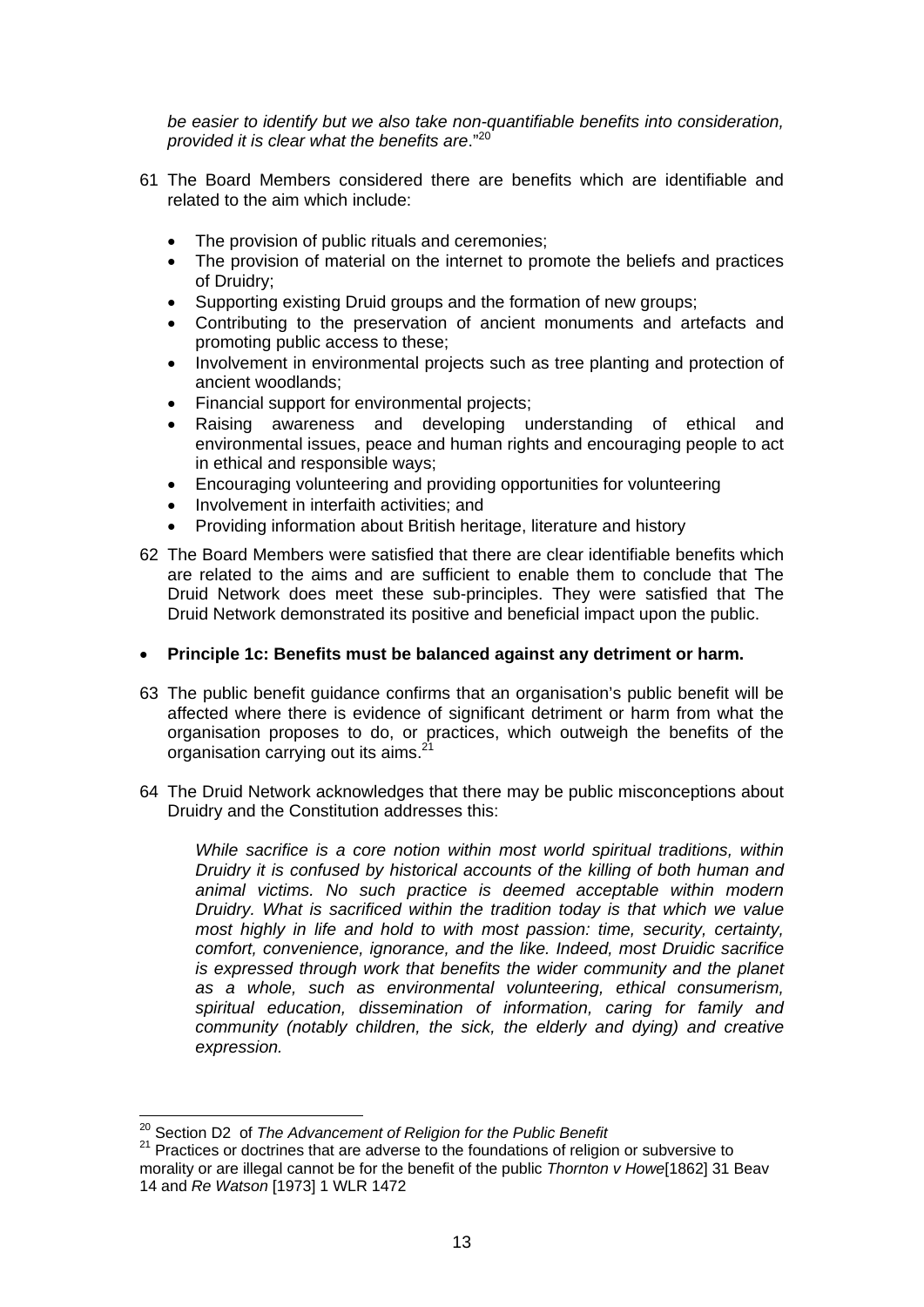*be easier to identify but we also take non-quantifiable benefits into consideration, provided it is clear what the benefits are*."[20]

61 The Board Members considered there are benefits which are identifiable and related to the aim which include:

- The provision of public rituals and ceremonies;
- The provision of material on the internet to promote the beliefs and practices of Druidry;
- Supporting existing Druid groups and the formation of new groups;
- Contributing to the preservation of ancient monuments and artefacts and promoting public access to these;
- Involvement in environmental projects such as tree planting and protection of ancient woodlands;
- Financial support for environmental projects;
- Raising awareness and developing understanding of ethical and environmental issues, peace and human rights and encouraging people to act in ethical and responsible ways;
- Encouraging volunteering and providing opportunities for volunteering
- Involvement in interfaith activities; and
- Providing information about British heritage, literature and history

62 The Board Members were satisfied that there are clear identifiable benefits which are related to the aims and are sufficient to enable them to conclude that The Druid Network does meet these sub-principles. They were satisfied that The Druid Network demonstrated its positive and beneficial impact upon the public.

- **Principle 1c: Benefits must be balanced against any detriment or harm.**

63 The public benefit guidance confirms that an organisation's public benefit will be affected where there is evidence of significant detriment or harm from what the organisation proposes to do, or practices, which outweigh the benefits of the organisation carrying out its aims.[21]

64 The Druid Network acknowledges that there may be public misconceptions about Druidry and the Constitution addresses this:

> *While sacrifice is a core notion within most world spiritual traditions, within Druidry it is confused by historical accounts of the killing of both human and animal victims. No such practice is deemed acceptable within modern Druidry. What is sacrificed within the tradition today is that which we value most highly in life and hold to with most passion: time, security, certainty, comfort, convenience, ignorance, and the like. Indeed, most Druidic sacrifice is expressed through work that benefits the wider community and the planet as a whole, such as environmental volunteering, ethical consumerism, spiritual education, dissemination of information, caring for family and community (notably children, the sick, the elderly and dying) and creative expression.*

---

[20] Section D2 of *The Advancement of Religion for the Public Benefit*

[21] Practices or doctrines that are adverse to the foundations of religion or subversive to morality or are illegal cannot be for the benefit of the public *Thornton v Howe*[1862] 31 Beav 14 and *Re Watson* [1973] 1 WLR 1472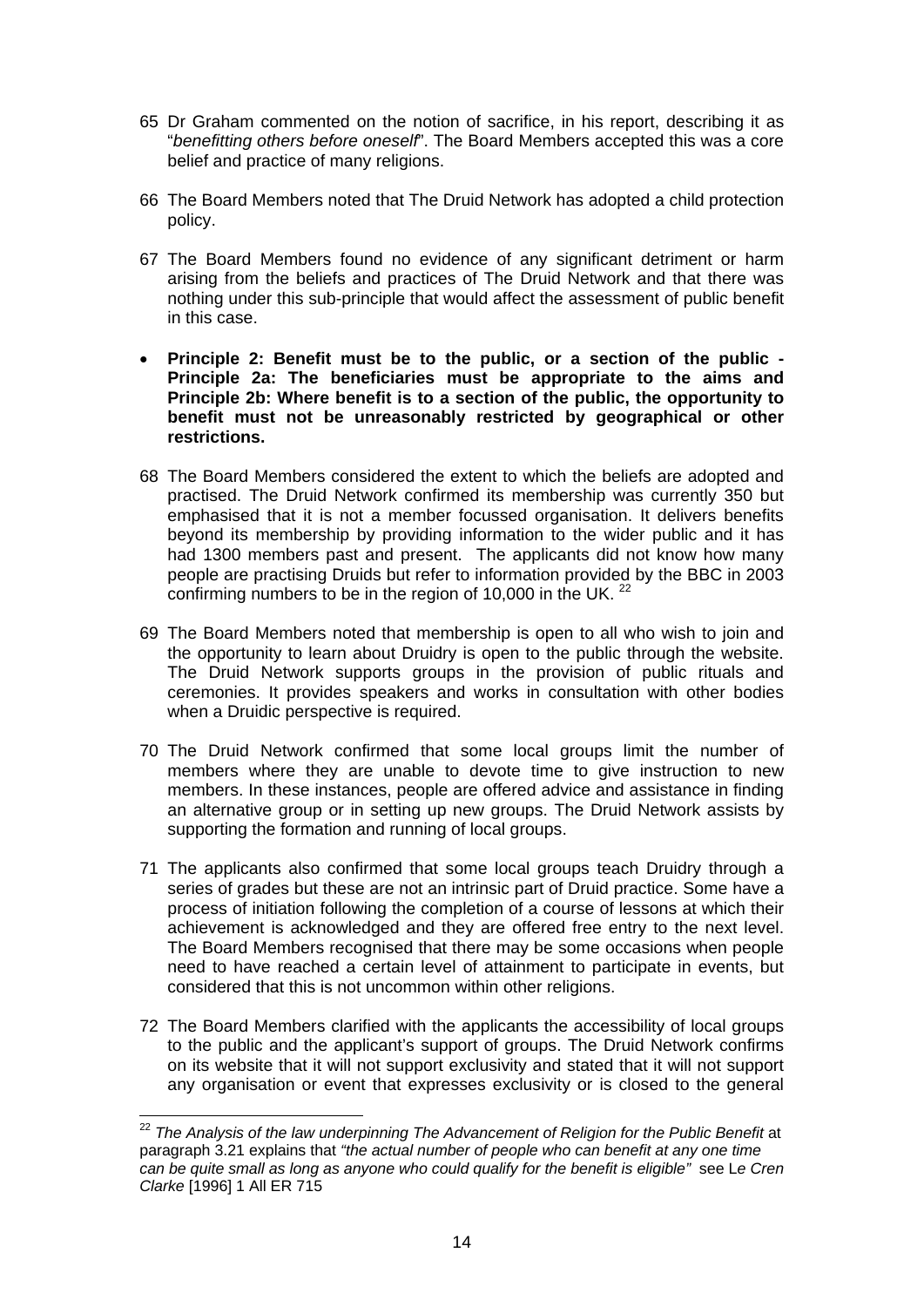65 Dr Graham commented on the notion of sacrifice, in his report, describing it as "*benefitting others before oneself*". The Board Members accepted this was a core belief and practice of many religions.

66 The Board Members noted that The Druid Network has adopted a child protection policy.

67 The Board Members found no evidence of any significant detriment or harm arising from the beliefs and practices of The Druid Network and that there was nothing under this sub-principle that would affect the assessment of public benefit in this case.

- **Principle 2: Benefit must be to the public, or a section of the public - Principle 2a: The beneficiaries must be appropriate to the aims and Principle 2b: Where benefit is to a section of the public, the opportunity to benefit must not be unreasonably restricted by geographical or other restrictions.**

68 The Board Members considered the extent to which the beliefs are adopted and practised. The Druid Network confirmed its membership was currently 350 but emphasised that it is not a member focussed organisation. It delivers benefits beyond its membership by providing information to the wider public and it has had 1300 members past and present. The applicants did not know how many people are practising Druids but refer to information provided by the BBC in 2003 confirming numbers to be in the region of 10,000 in the UK. [22]

69 The Board Members noted that membership is open to all who wish to join and the opportunity to learn about Druidry is open to the public through the website. The Druid Network supports groups in the provision of public rituals and ceremonies. It provides speakers and works in consultation with other bodies when a Druidic perspective is required.

70 The Druid Network confirmed that some local groups limit the number of members where they are unable to devote time to give instruction to new members. In these instances, people are offered advice and assistance in finding an alternative group or in setting up new groups. The Druid Network assists by supporting the formation and running of local groups.

71 The applicants also confirmed that some local groups teach Druidry through a series of grades but these are not an intrinsic part of Druid practice. Some have a process of initiation following the completion of a course of lessons at which their achievement is acknowledged and they are offered free entry to the next level. The Board Members recognised that there may be some occasions when people need to have reached a certain level of attainment to participate in events, but considered that this is not uncommon within other religions.

72 The Board Members clarified with the applicants the accessibility of local groups to the public and the applicant's support of groups. The Druid Network confirms on its website that it will not support exclusivity and stated that it will not support any organisation or event that expresses exclusivity or is closed to the general

---

[22] *The Analysis of the law underpinning The Advancement of Religion for the Public Benefit* at paragraph 3.21 explains that *"the actual number of people who can benefit at any one time can be quite small as long as anyone who could qualify for the benefit is eligible"* see L*e Cren Clarke* [1996] 1 All ER 715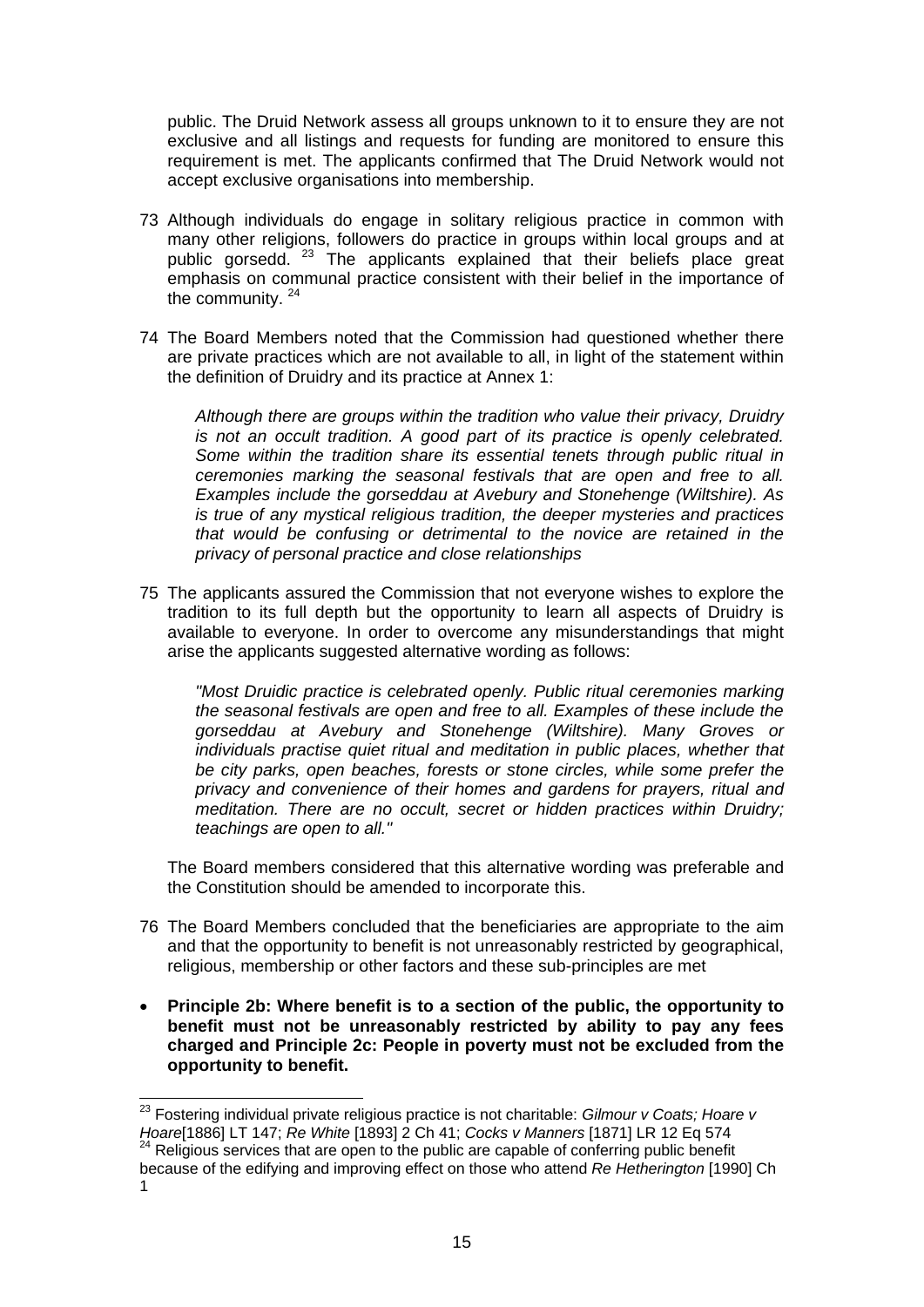public. The Druid Network assess all groups unknown to it to ensure they are not exclusive and all listings and requests for funding are monitored to ensure this requirement is met. The applicants confirmed that The Druid Network would not accept exclusive organisations into membership.

73 Although individuals do engage in solitary religious practice in common with many other religions, followers do practice in groups within local groups and at public gorsedd. [23] The applicants explained that their beliefs place great emphasis on communal practice consistent with their belief in the importance of the community. [24]

74 The Board Members noted that the Commission had questioned whether there are private practices which are not available to all, in light of the statement within the definition of Druidry and its practice at Annex 1:

> *Although there are groups within the tradition who value their privacy, Druidry is not an occult tradition. A good part of its practice is openly celebrated. Some within the tradition share its essential tenets through public ritual in ceremonies marking the seasonal festivals that are open and free to all. Examples include the gorseddau at Avebury and Stonehenge (Wiltshire). As is true of any mystical religious tradition, the deeper mysteries and practices that would be confusing or detrimental to the novice are retained in the privacy of personal practice and close relationships*

75 The applicants assured the Commission that not everyone wishes to explore the tradition to its full depth but the opportunity to learn all aspects of Druidry is available to everyone. In order to overcome any misunderstandings that might arise the applicants suggested alternative wording as follows:

> *"Most Druidic practice is celebrated openly. Public ritual ceremonies marking the seasonal festivals are open and free to all. Examples of these include the gorseddau at Avebury and Stonehenge (Wiltshire). Many Groves or individuals practise quiet ritual and meditation in public places, whether that be city parks, open beaches, forests or stone circles, while some prefer the privacy and convenience of their homes and gardens for prayers, ritual and meditation. There are no occult, secret or hidden practices within Druidry; teachings are open to all."*

The Board members considered that this alternative wording was preferable and the Constitution should be amended to incorporate this.

76 The Board Members concluded that the beneficiaries are appropriate to the aim and that the opportunity to benefit is not unreasonably restricted by geographical, religious, membership or other factors and these sub-principles are met

- **Principle 2b: Where benefit is to a section of the public, the opportunity to benefit must not be unreasonably restricted by ability to pay any fees charged and Principle 2c: People in poverty must not be excluded from the opportunity to benefit.**

---

[23] Fostering individual private religious practice is not charitable: *Gilmour v Coats; Hoare v Hoare*[1886] LT 147; *Re White* [1893] 2 Ch 41; *Cocks v Manners* [1871] LR 12 Eq 574

[24] Religious services that are open to the public are capable of conferring public benefit because of the edifying and improving effect on those who attend *Re Hetherington* [1990] Ch 1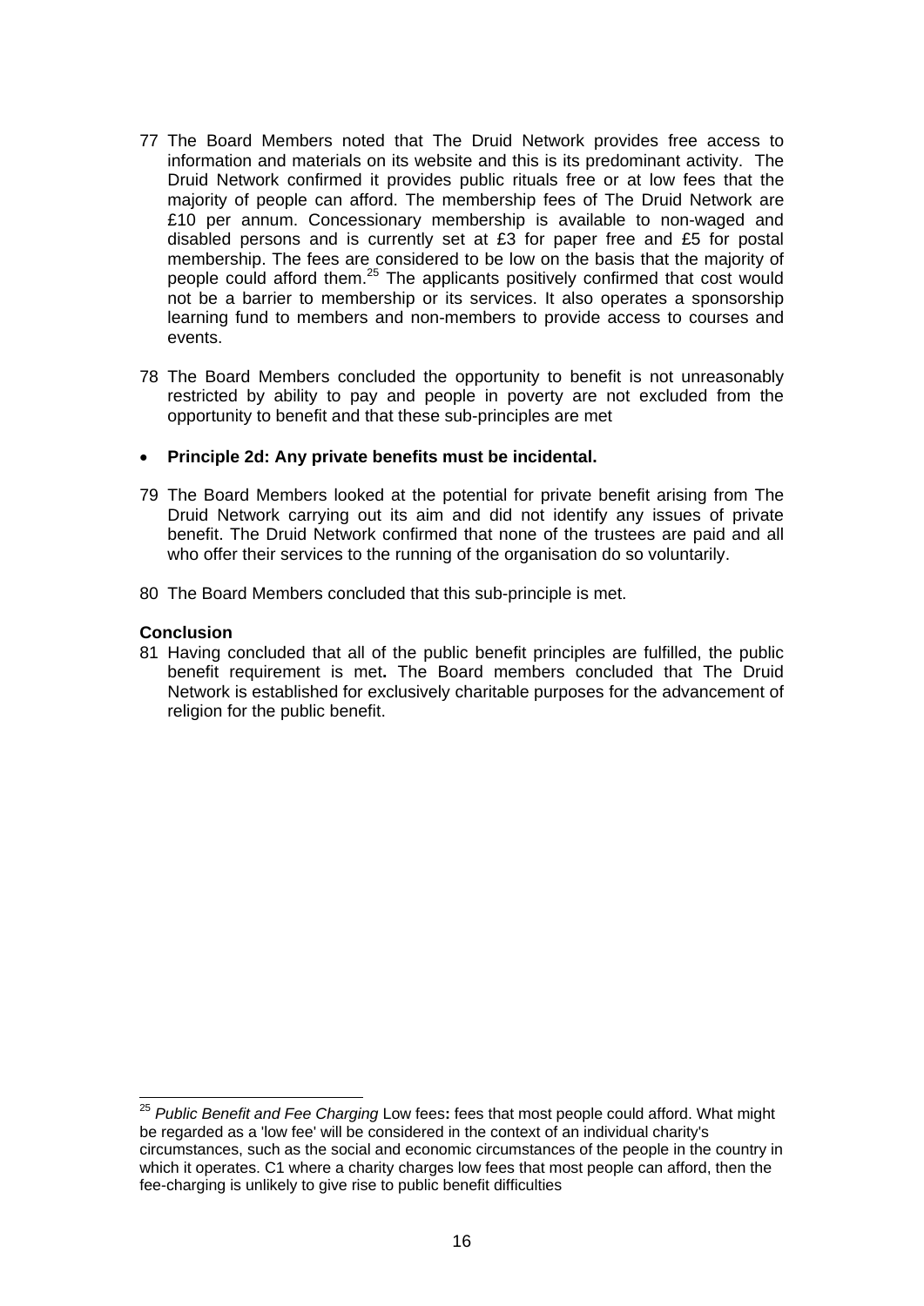77 The Board Members noted that The Druid Network provides free access to information and materials on its website and this is its predominant activity. The Druid Network confirmed it provides public rituals free or at low fees that the majority of people can afford. The membership fees of The Druid Network are £10 per annum. Concessionary membership is available to non-waged and disabled persons and is currently set at £3 for paper free and £5 for postal membership. The fees are considered to be low on the basis that the majority of people could afford them.[25] The applicants positively confirmed that cost would not be a barrier to membership or its services. It also operates a sponsorship learning fund to members and non-members to provide access to courses and events.

78 The Board Members concluded the opportunity to benefit is not unreasonably restricted by ability to pay and people in poverty are not excluded from the opportunity to benefit and that these sub-principles are met

- **Principle 2d: Any private benefits must be incidental.**

79 The Board Members looked at the potential for private benefit arising from The Druid Network carrying out its aim and did not identify any issues of private benefit. The Druid Network confirmed that none of the trustees are paid and all who offer their services to the running of the organisation do so voluntarily.

80 The Board Members concluded that this sub-principle is met.

**Conclusion**

81 Having concluded that all of the public benefit principles are fulfilled, the public benefit requirement is met**.** The Board members concluded that The Druid Network is established for exclusively charitable purposes for the advancement of religion for the public benefit.

---

[25] *Public Benefit and Fee Charging* Low fees**:** fees that most people could afford. What might be regarded as a 'low fee' will be considered in the context of an individual charity's circumstances, such as the social and economic circumstances of the people in the country in which it operates. C1 where a charity charges low fees that most people can afford, then the fee-charging is unlikely to give rise to public benefit difficulties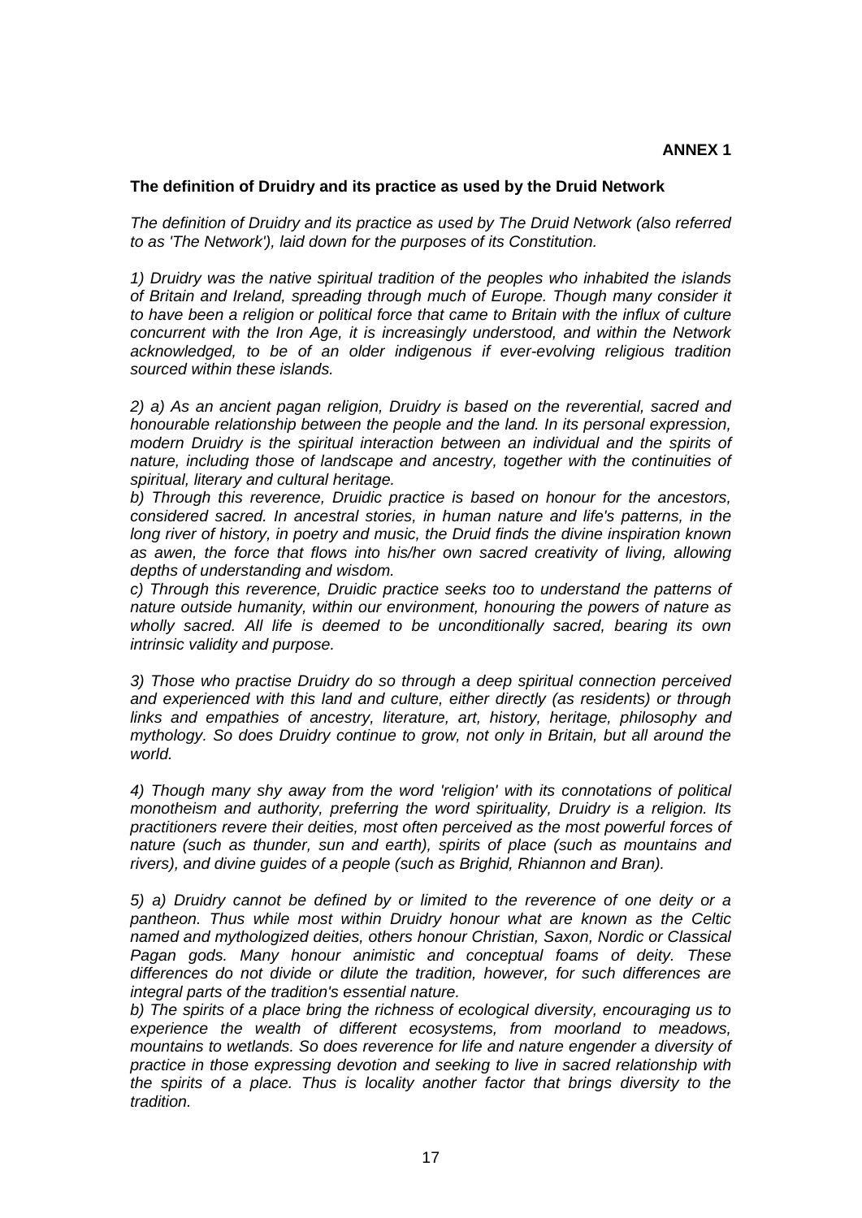**ANNEX 1**

**The definition of Druidry and its practice as used by the Druid Network**

*The definition of Druidry and its practice as used by The Druid Network (also referred to as 'The Network'), laid down for the purposes of its Constitution.*

*1) Druidry was the native spiritual tradition of the peoples who inhabited the islands of Britain and Ireland, spreading through much of Europe. Though many consider it to have been a religion or political force that came to Britain with the influx of culture concurrent with the Iron Age, it is increasingly understood, and within the Network acknowledged, to be of an older indigenous if ever-evolving religious tradition sourced within these islands.*

*2) a) As an ancient pagan religion, Druidry is based on the reverential, sacred and honourable relationship between the people and the land. In its personal expression, modern Druidry is the spiritual interaction between an individual and the spirits of nature, including those of landscape and ancestry, together with the continuities of spiritual, literary and cultural heritage.*
*b) Through this reverence, Druidic practice is based on honour for the ancestors, considered sacred. In ancestral stories, in human nature and life's patterns, in the long river of history, in poetry and music, the Druid finds the divine inspiration known as awen, the force that flows into his/her own sacred creativity of living, allowing depths of understanding and wisdom.*
*c) Through this reverence, Druidic practice seeks too to understand the patterns of nature outside humanity, within our environment, honouring the powers of nature as wholly sacred. All life is deemed to be unconditionally sacred, bearing its own intrinsic validity and purpose.*

*3) Those who practise Druidry do so through a deep spiritual connection perceived and experienced with this land and culture, either directly (as residents) or through links and empathies of ancestry, literature, art, history, heritage, philosophy and mythology. So does Druidry continue to grow, not only in Britain, but all around the world.*

*4) Though many shy away from the word 'religion' with its connotations of political monotheism and authority, preferring the word spirituality, Druidry is a religion. Its practitioners revere their deities, most often perceived as the most powerful forces of nature (such as thunder, sun and earth), spirits of place (such as mountains and rivers), and divine guides of a people (such as Brighid, Rhiannon and Bran).*

*5) a) Druidry cannot be defined by or limited to the reverence of one deity or a pantheon. Thus while most within Druidry honour what are known as the Celtic named and mythologized deities, others honour Christian, Saxon, Nordic or Classical Pagan gods. Many honour animistic and conceptual foams of deity. These differences do not divide or dilute the tradition, however, for such differences are integral parts of the tradition's essential nature.*
*b) The spirits of a place bring the richness of ecological diversity, encouraging us to experience the wealth of different ecosystems, from moorland to meadows, mountains to wetlands. So does reverence for life and nature engender a diversity of practice in those expressing devotion and seeking to live in sacred relationship with the spirits of a place. Thus is locality another factor that brings diversity to the tradition.*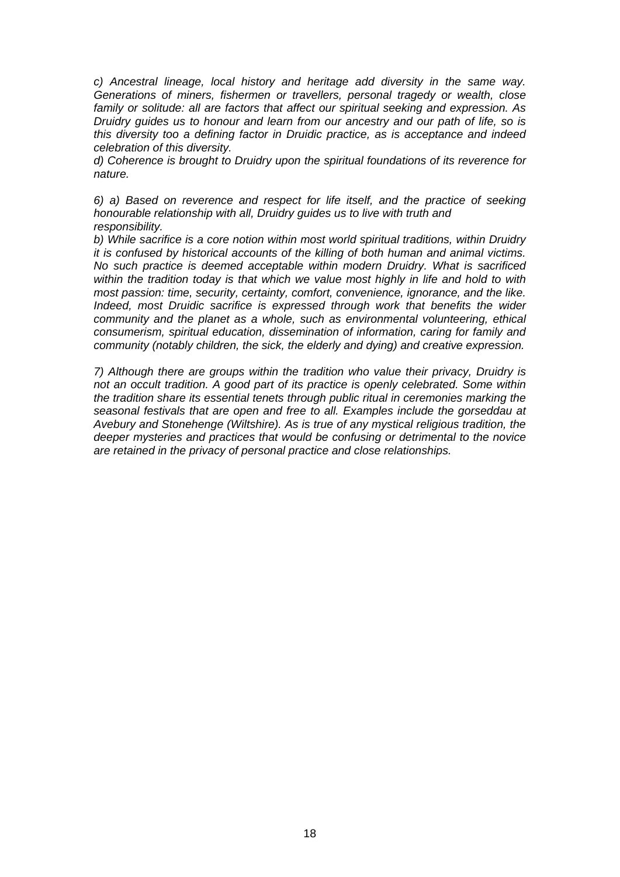*c) Ancestral lineage, local history and heritage add diversity in the same way. Generations of miners, fishermen or travellers, personal tragedy or wealth, close family or solitude: all are factors that affect our spiritual seeking and expression. As Druidry guides us to honour and learn from our ancestry and our path of life, so is this diversity too a defining factor in Druidic practice, as is acceptance and indeed celebration of this diversity.*

*d) Coherence is brought to Druidry upon the spiritual foundations of its reverence for nature.*

*6) a) Based on reverence and respect for life itself, and the practice of seeking honourable relationship with all, Druidry guides us to live with truth and responsibility.*

*b) While sacrifice is a core notion within most world spiritual traditions, within Druidry it is confused by historical accounts of the killing of both human and animal victims. No such practice is deemed acceptable within modern Druidry. What is sacrificed within the tradition today is that which we value most highly in life and hold to with most passion: time, security, certainty, comfort, convenience, ignorance, and the like. Indeed, most Druidic sacrifice is expressed through work that benefits the wider community and the planet as a whole, such as environmental volunteering, ethical consumerism, spiritual education, dissemination of information, caring for family and community (notably children, the sick, the elderly and dying) and creative expression.*

*7) Although there are groups within the tradition who value their privacy, Druidry is not an occult tradition. A good part of its practice is openly celebrated. Some within the tradition share its essential tenets through public ritual in ceremonies marking the seasonal festivals that are open and free to all. Examples include the gorseddau at Avebury and Stonehenge (Wiltshire). As is true of any mystical religious tradition, the deeper mysteries and practices that would be confusing or detrimental to the novice are retained in the privacy of personal practice and close relationships.*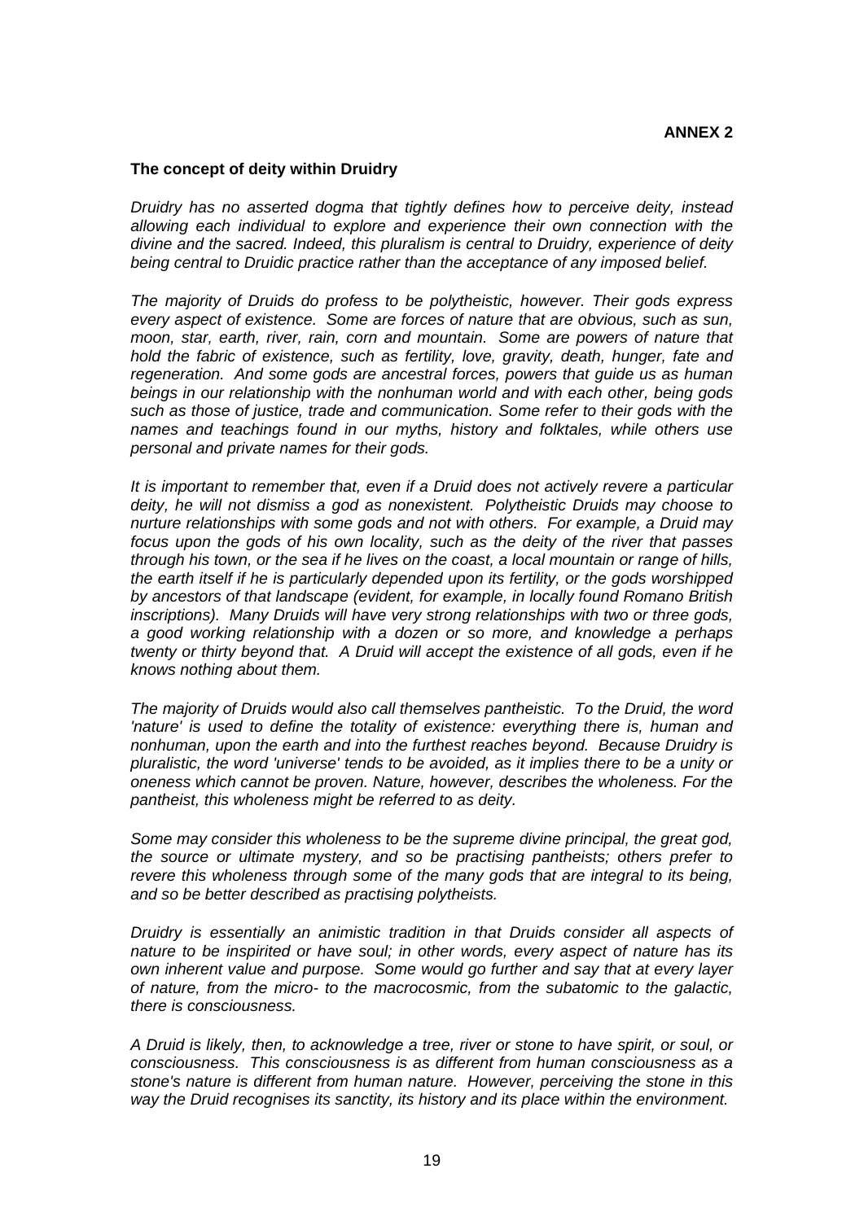**ANNEX 2**

**The concept of deity within Druidry**

*Druidry has no asserted dogma that tightly defines how to perceive deity, instead allowing each individual to explore and experience their own connection with the divine and the sacred. Indeed, this pluralism is central to Druidry, experience of deity being central to Druidic practice rather than the acceptance of any imposed belief.*

*The majority of Druids do profess to be polytheistic, however. Their gods express every aspect of existence. Some are forces of nature that are obvious, such as sun, moon, star, earth, river, rain, corn and mountain. Some are powers of nature that hold the fabric of existence, such as fertility, love, gravity, death, hunger, fate and regeneration. And some gods are ancestral forces, powers that guide us as human beings in our relationship with the nonhuman world and with each other, being gods such as those of justice, trade and communication. Some refer to their gods with the names and teachings found in our myths, history and folktales, while others use personal and private names for their gods.*

*It is important to remember that, even if a Druid does not actively revere a particular deity, he will not dismiss a god as nonexistent. Polytheistic Druids may choose to nurture relationships with some gods and not with others. For example, a Druid may focus upon the gods of his own locality, such as the deity of the river that passes through his town, or the sea if he lives on the coast, a local mountain or range of hills, the earth itself if he is particularly depended upon its fertility, or the gods worshipped by ancestors of that landscape (evident, for example, in locally found Romano British inscriptions). Many Druids will have very strong relationships with two or three gods, a good working relationship with a dozen or so more, and knowledge a perhaps twenty or thirty beyond that. A Druid will accept the existence of all gods, even if he knows nothing about them.*

*The majority of Druids would also call themselves pantheistic. To the Druid, the word 'nature' is used to define the totality of existence: everything there is, human and nonhuman, upon the earth and into the furthest reaches beyond. Because Druidry is pluralistic, the word 'universe' tends to be avoided, as it implies there to be a unity or oneness which cannot be proven. Nature, however, describes the wholeness. For the pantheist, this wholeness might be referred to as deity.*

*Some may consider this wholeness to be the supreme divine principal, the great god, the source or ultimate mystery, and so be practising pantheists; others prefer to revere this wholeness through some of the many gods that are integral to its being, and so be better described as practising polytheists.*

*Druidry is essentially an animistic tradition in that Druids consider all aspects of nature to be inspirited or have soul; in other words, every aspect of nature has its own inherent value and purpose. Some would go further and say that at every layer of nature, from the micro- to the macrocosmic, from the subatomic to the galactic, there is consciousness.*

*A Druid is likely, then, to acknowledge a tree, river or stone to have spirit, or soul, or consciousness. This consciousness is as different from human consciousness as a stone's nature is different from human nature. However, perceiving the stone in this way the Druid recognises its sanctity, its history and its place within the environment.*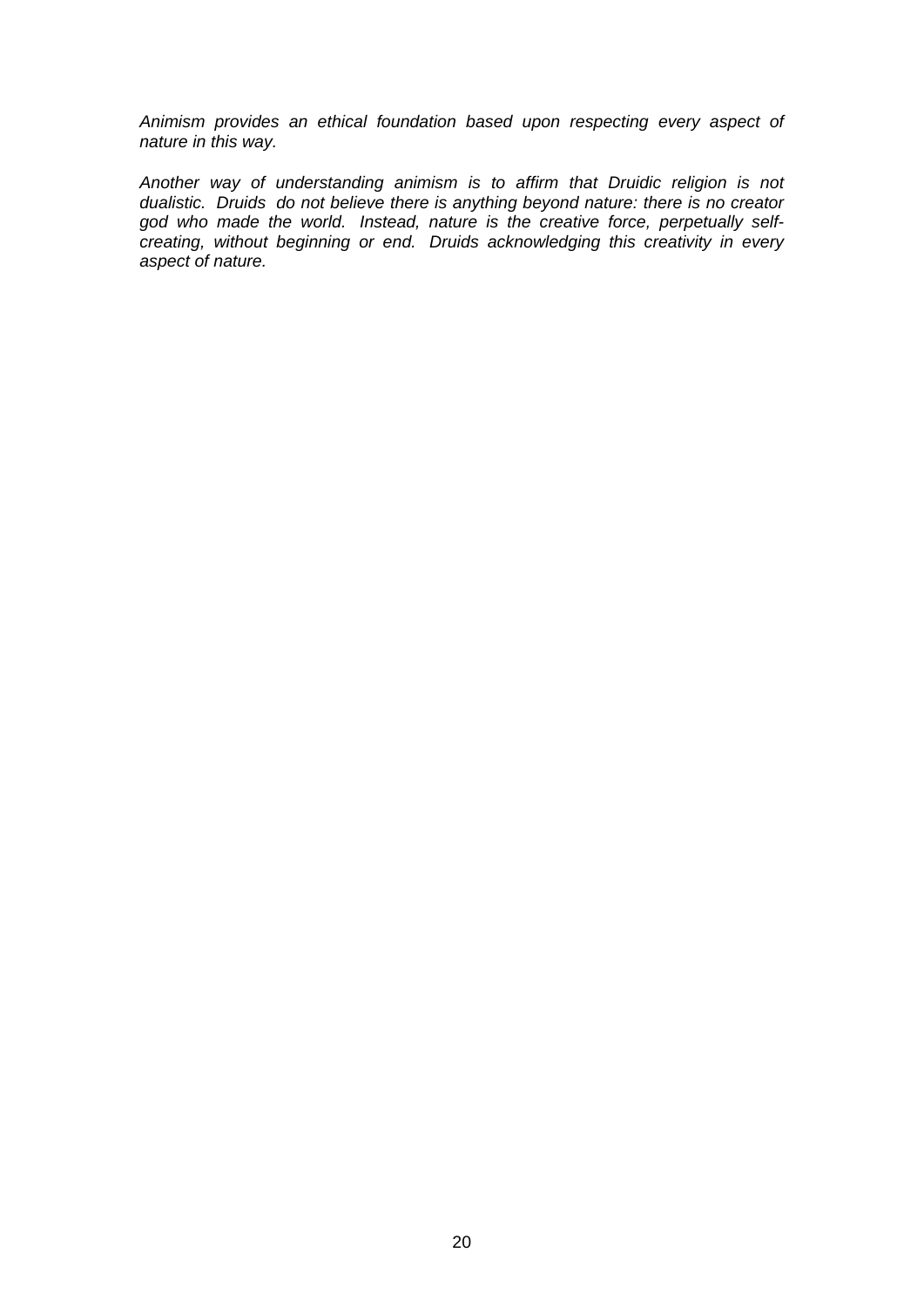*Animism provides an ethical foundation based upon respecting every aspect of nature in this way.*

*Another way of understanding animism is to affirm that Druidic religion is not dualistic. Druids do not believe there is anything beyond nature: there is no creator god who made the world. Instead, nature is the creative force, perpetually self-creating, without beginning or end. Druids acknowledging this creativity in every aspect of nature.*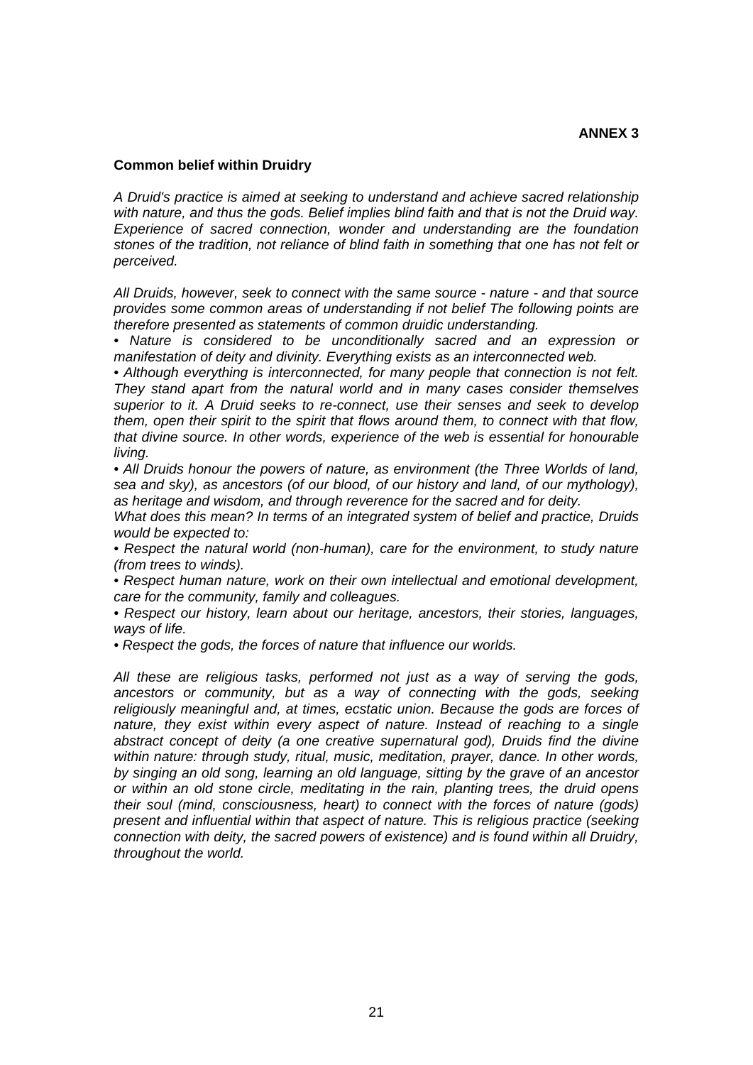**ANNEX 3**

**Common belief within Druidry**

*A Druid's practice is aimed at seeking to understand and achieve sacred relationship with nature, and thus the gods. Belief implies blind faith and that is not the Druid way. Experience of sacred connection, wonder and understanding are the foundation stones of the tradition, not reliance of blind faith in something that one has not felt or perceived.*

*All Druids, however, seek to connect with the same source - nature - and that source provides some common areas of understanding if not belief The following points are therefore presented as statements of common druidic understanding.*

*• Nature is considered to be unconditionally sacred and an expression or manifestation of deity and divinity. Everything exists as an interconnected web.*

*• Although everything is interconnected, for many people that connection is not felt. They stand apart from the natural world and in many cases consider themselves superior to it. A Druid seeks to re-connect, use their senses and seek to develop them, open their spirit to the spirit that flows around them, to connect with that flow, that divine source. In other words, experience of the web is essential for honourable living.*

*• All Druids honour the powers of nature, as environment (the Three Worlds of land, sea and sky), as ancestors (of our blood, of our history and land, of our mythology), as heritage and wisdom, and through reverence for the sacred and for deity.*

*What does this mean? In terms of an integrated system of belief and practice, Druids would be expected to:*

*• Respect the natural world (non-human), care for the environment, to study nature (from trees to winds).*

*• Respect human nature, work on their own intellectual and emotional development, care for the community, family and colleagues.*

*• Respect our history, learn about our heritage, ancestors, their stories, languages, ways of life.*

*• Respect the gods, the forces of nature that influence our worlds.*

*All these are religious tasks, performed not just as a way of serving the gods, ancestors or community, but as a way of connecting with the gods, seeking religiously meaningful and, at times, ecstatic union. Because the gods are forces of nature, they exist within every aspect of nature. Instead of reaching to a single abstract concept of deity (a one creative supernatural god), Druids find the divine within nature: through study, ritual, music, meditation, prayer, dance. In other words, by singing an old song, learning an old language, sitting by the grave of an ancestor or within an old stone circle, meditating in the rain, planting trees, the druid opens their soul (mind, consciousness, heart) to connect with the forces of nature (gods) present and influential within that aspect of nature. This is religious practice (seeking connection with deity, the sacred powers of existence) and is found within all Druidry, throughout the world.*